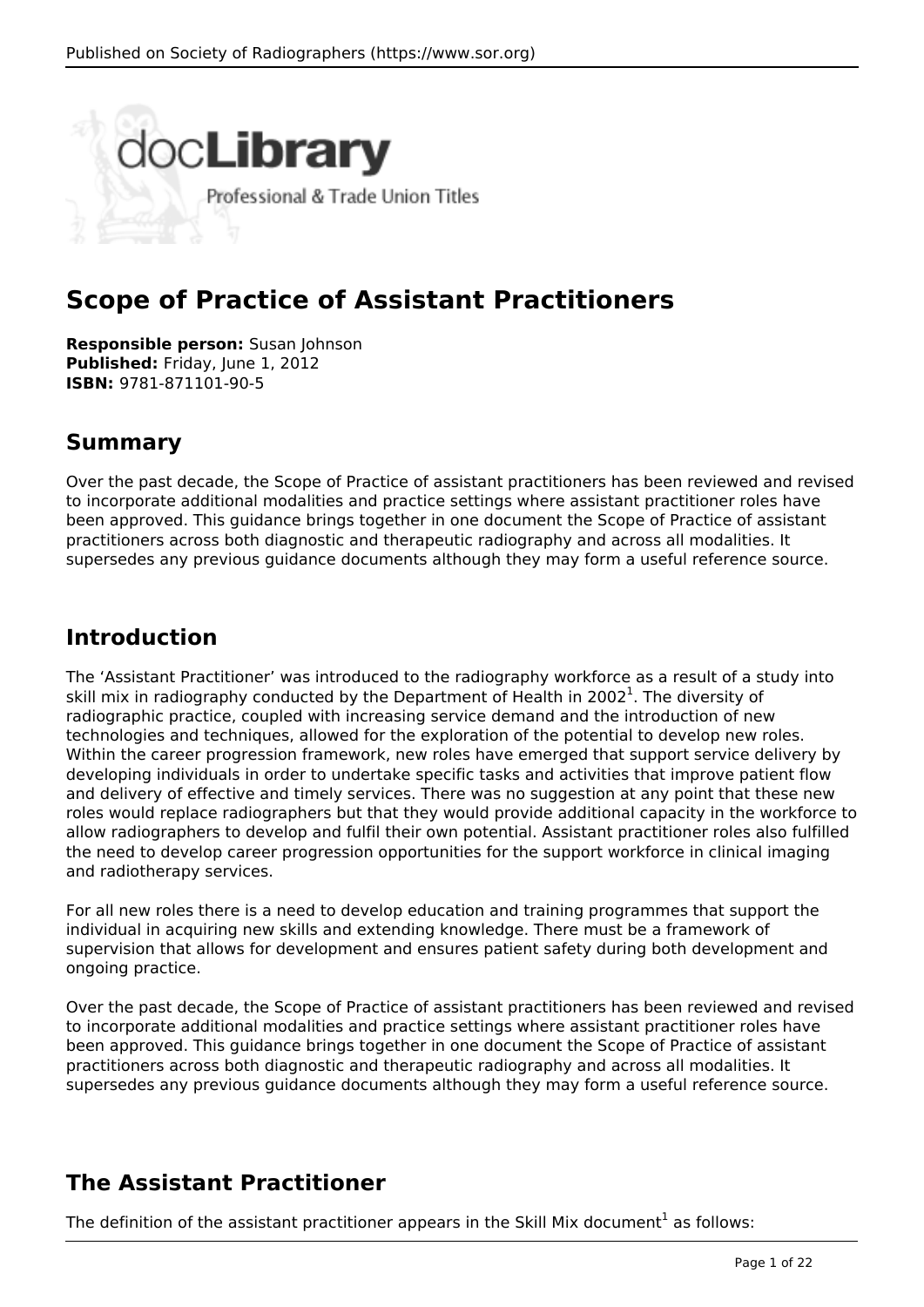# Scope of Practice of Assistant Practitioners

**Responsible person:** Susan Johnson
**Published:** Friday, June 1, 2012
**ISBN:** 9781-871101-90-5

## Summary

Over the past decade, the Scope of Practice of assistant practitioners has been reviewed and revised to incorporate additional modalities and practice settings where assistant practitioner roles have been approved. This guidance brings together in one document the Scope of Practice of assistant practitioners across both diagnostic and therapeutic radiography and across all modalities. It supersedes any previous guidance documents although they may form a useful reference source.

## Introduction

The 'Assistant Practitioner' was introduced to the radiography workforce as a result of a study into skill mix in radiography conducted by the Department of Health in 2002[1]. The diversity of radiographic practice, coupled with increasing service demand and the introduction of new technologies and techniques, allowed for the exploration of the potential to develop new roles. Within the career progression framework, new roles have emerged that support service delivery by developing individuals in order to undertake specific tasks and activities that improve patient flow and delivery of effective and timely services. There was no suggestion at any point that these new roles would replace radiographers but that they would provide additional capacity in the workforce to allow radiographers to develop and fulfil their own potential. Assistant practitioner roles also fulfilled the need to develop career progression opportunities for the support workforce in clinical imaging and radiotherapy services.

For all new roles there is a need to develop education and training programmes that support the individual in acquiring new skills and extending knowledge. There must be a framework of supervision that allows for development and ensures patient safety during both development and ongoing practice.

Over the past decade, the Scope of Practice of assistant practitioners has been reviewed and revised to incorporate additional modalities and practice settings where assistant practitioner roles have been approved. This guidance brings together in one document the Scope of Practice of assistant practitioners across both diagnostic and therapeutic radiography and across all modalities. It supersedes any previous guidance documents although they may form a useful reference source.

## The Assistant Practitioner

The definition of the assistant practitioner appears in the Skill Mix document[1] as follows: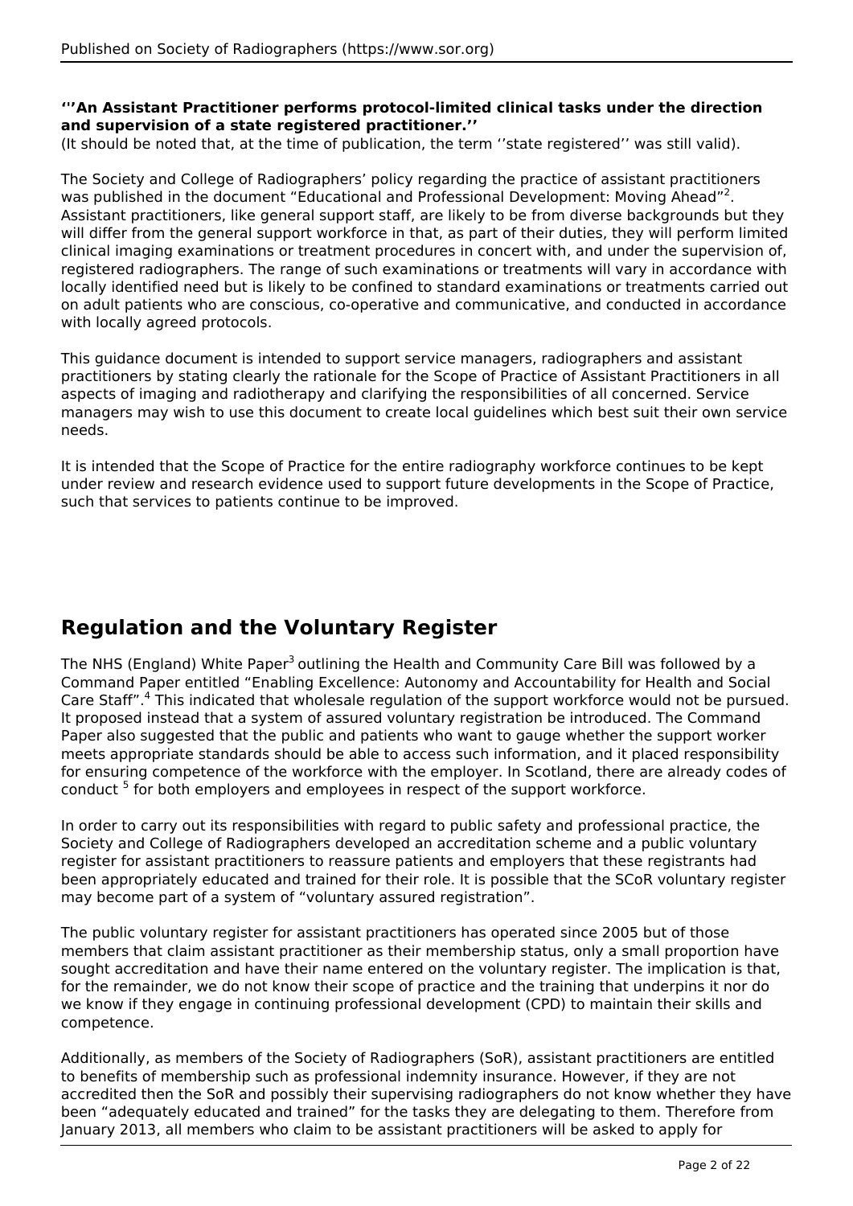**‘’An Assistant Practitioner performs protocol-limited clinical tasks under the direction and supervision of a state registered practitioner.’’**
(It should be noted that, at the time of publication, the term ‘’state registered’’ was still valid).

The Society and College of Radiographers’ policy regarding the practice of assistant practitioners was published in the document “Educational and Professional Development: Moving Ahead”[2]. Assistant practitioners, like general support staff, are likely to be from diverse backgrounds but they will differ from the general support workforce in that, as part of their duties, they will perform limited clinical imaging examinations or treatment procedures in concert with, and under the supervision of, registered radiographers. The range of such examinations or treatments will vary in accordance with locally identified need but is likely to be confined to standard examinations or treatments carried out on adult patients who are conscious, co-operative and communicative, and conducted in accordance with locally agreed protocols.

This guidance document is intended to support service managers, radiographers and assistant practitioners by stating clearly the rationale for the Scope of Practice of Assistant Practitioners in all aspects of imaging and radiotherapy and clarifying the responsibilities of all concerned. Service managers may wish to use this document to create local guidelines which best suit their own service needs.

It is intended that the Scope of Practice for the entire radiography workforce continues to be kept under review and research evidence used to support future developments in the Scope of Practice, such that services to patients continue to be improved.

## Regulation and the Voluntary Register

The NHS (England) White Paper[3] outlining the Health and Community Care Bill was followed by a Command Paper entitled “Enabling Excellence: Autonomy and Accountability for Health and Social Care Staff”.[4] This indicated that wholesale regulation of the support workforce would not be pursued. It proposed instead that a system of assured voluntary registration be introduced. The Command Paper also suggested that the public and patients who want to gauge whether the support worker meets appropriate standards should be able to access such information, and it placed responsibility for ensuring competence of the workforce with the employer. In Scotland, there are already codes of conduct [5] for both employers and employees in respect of the support workforce.

In order to carry out its responsibilities with regard to public safety and professional practice, the Society and College of Radiographers developed an accreditation scheme and a public voluntary register for assistant practitioners to reassure patients and employers that these registrants had been appropriately educated and trained for their role. It is possible that the SCoR voluntary register may become part of a system of “voluntary assured registration”.

The public voluntary register for assistant practitioners has operated since 2005 but of those members that claim assistant practitioner as their membership status, only a small proportion have sought accreditation and have their name entered on the voluntary register. The implication is that, for the remainder, we do not know their scope of practice and the training that underpins it nor do we know if they engage in continuing professional development (CPD) to maintain their skills and competence.

Additionally, as members of the Society of Radiographers (SoR), assistant practitioners are entitled to benefits of membership such as professional indemnity insurance. However, if they are not accredited then the SoR and possibly their supervising radiographers do not know whether they have been “adequately educated and trained” for the tasks they are delegating to them. Therefore from January 2013, all members who claim to be assistant practitioners will be asked to apply for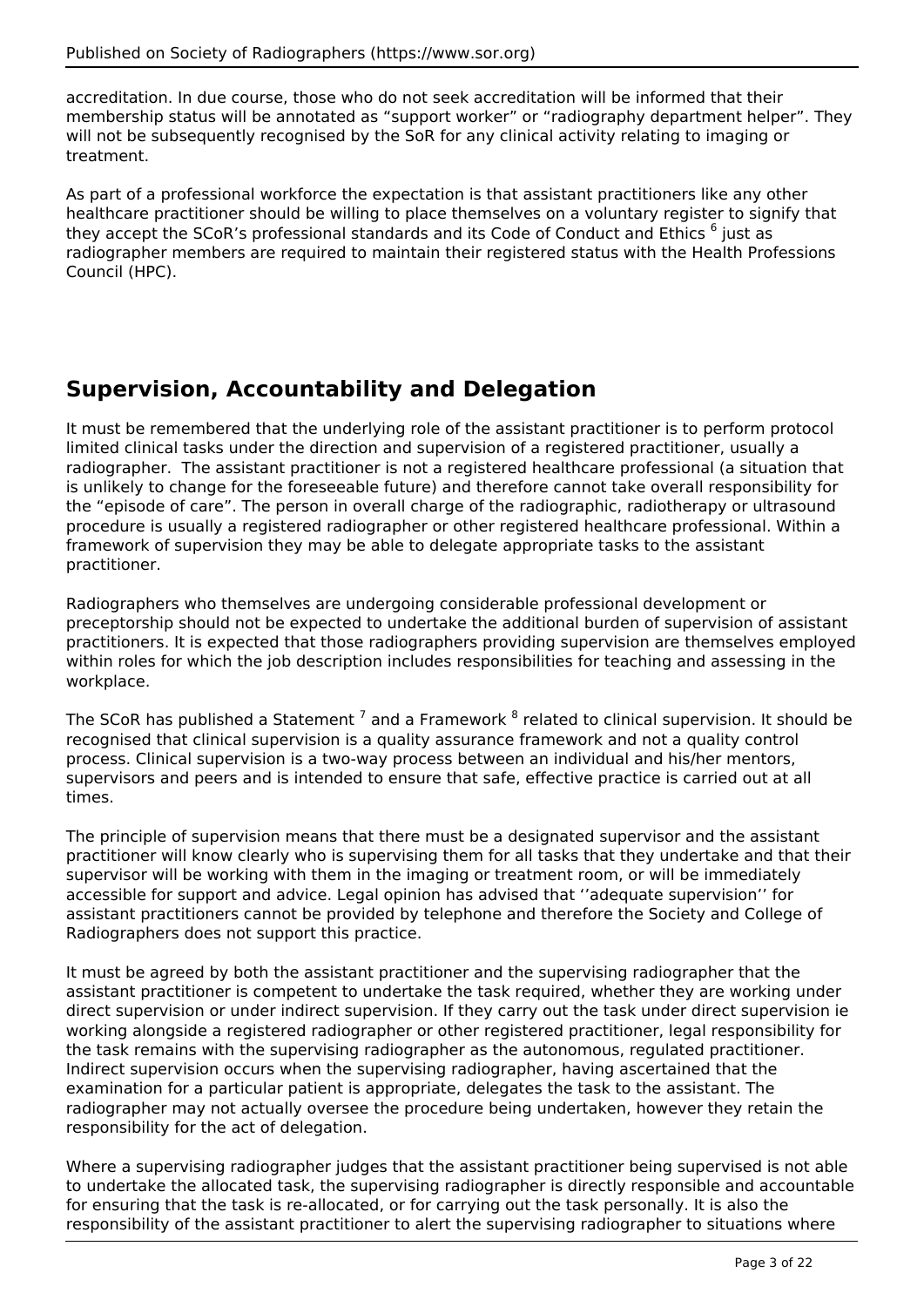accreditation. In due course, those who do not seek accreditation will be informed that their membership status will be annotated as “support worker” or “radiography department helper”. They will not be subsequently recognised by the SoR for any clinical activity relating to imaging or treatment.

As part of a professional workforce the expectation is that assistant practitioners like any other healthcare practitioner should be willing to place themselves on a voluntary register to signify that they accept the SCoR's professional standards and its Code of Conduct and Ethics [6] just as radiographer members are required to maintain their registered status with the Health Professions Council (HPC).

## Supervision, Accountability and Delegation

It must be remembered that the underlying role of the assistant practitioner is to perform protocol limited clinical tasks under the direction and supervision of a registered practitioner, usually a radiographer. The assistant practitioner is not a registered healthcare professional (a situation that is unlikely to change for the foreseeable future) and therefore cannot take overall responsibility for the “episode of care”. The person in overall charge of the radiographic, radiotherapy or ultrasound procedure is usually a registered radiographer or other registered healthcare professional. Within a framework of supervision they may be able to delegate appropriate tasks to the assistant practitioner.

Radiographers who themselves are undergoing considerable professional development or preceptorship should not be expected to undertake the additional burden of supervision of assistant practitioners. It is expected that those radiographers providing supervision are themselves employed within roles for which the job description includes responsibilities for teaching and assessing in the workplace.

The SCoR has published a Statement [7] and a Framework [8] related to clinical supervision. It should be recognised that clinical supervision is a quality assurance framework and not a quality control process. Clinical supervision is a two-way process between an individual and his/her mentors, supervisors and peers and is intended to ensure that safe, effective practice is carried out at all times.

The principle of supervision means that there must be a designated supervisor and the assistant practitioner will know clearly who is supervising them for all tasks that they undertake and that their supervisor will be working with them in the imaging or treatment room, or will be immediately accessible for support and advice. Legal opinion has advised that ‘’adequate supervision’’ for assistant practitioners cannot be provided by telephone and therefore the Society and College of Radiographers does not support this practice.

It must be agreed by both the assistant practitioner and the supervising radiographer that the assistant practitioner is competent to undertake the task required, whether they are working under direct supervision or under indirect supervision. If they carry out the task under direct supervision ie working alongside a registered radiographer or other registered practitioner, legal responsibility for the task remains with the supervising radiographer as the autonomous, regulated practitioner. Indirect supervision occurs when the supervising radiographer, having ascertained that the examination for a particular patient is appropriate, delegates the task to the assistant. The radiographer may not actually oversee the procedure being undertaken, however they retain the responsibility for the act of delegation.

Where a supervising radiographer judges that the assistant practitioner being supervised is not able to undertake the allocated task, the supervising radiographer is directly responsible and accountable for ensuring that the task is re-allocated, or for carrying out the task personally. It is also the responsibility of the assistant practitioner to alert the supervising radiographer to situations where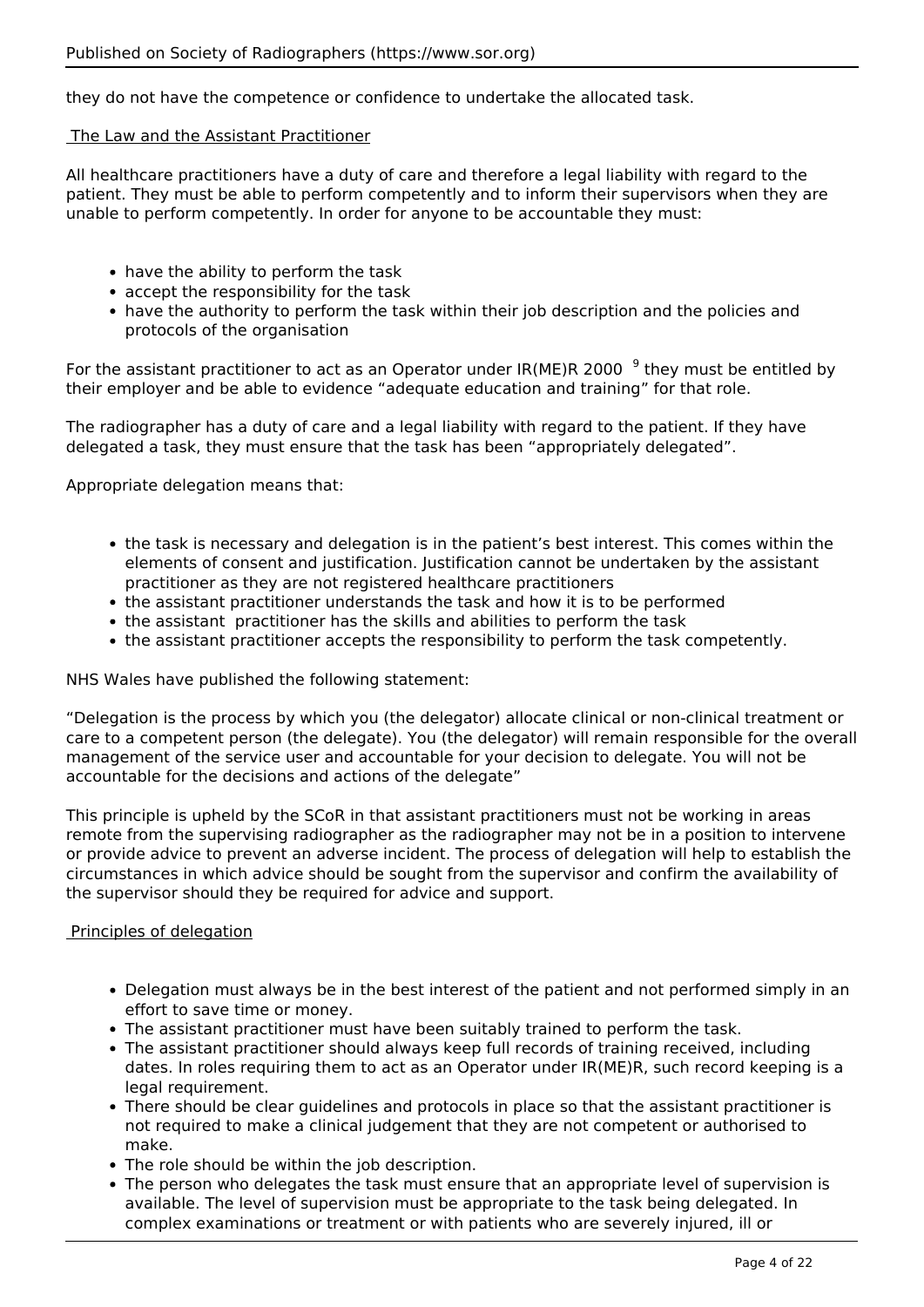they do not have the competence or confidence to undertake the allocated task.

## The Law and the Assistant Practitioner

All healthcare practitioners have a duty of care and therefore a legal liability with regard to the patient. They must be able to perform competently and to inform their supervisors when they are unable to perform competently. In order for anyone to be accountable they must:

- have the ability to perform the task
- accept the responsibility for the task
- have the authority to perform the task within their job description and the policies and protocols of the organisation

For the assistant practitioner to act as an Operator under IR(ME)R 2000 [9] they must be entitled by their employer and be able to evidence "adequate education and training" for that role.

The radiographer has a duty of care and a legal liability with regard to the patient. If they have delegated a task, they must ensure that the task has been "appropriately delegated".

Appropriate delegation means that:

- the task is necessary and delegation is in the patient's best interest. This comes within the elements of consent and justification. Justification cannot be undertaken by the assistant practitioner as they are not registered healthcare practitioners
- the assistant practitioner understands the task and how it is to be performed
- the assistant practitioner has the skills and abilities to perform the task
- the assistant practitioner accepts the responsibility to perform the task competently.

NHS Wales have published the following statement:

"Delegation is the process by which you (the delegator) allocate clinical or non-clinical treatment or care to a competent person (the delegate). You (the delegator) will remain responsible for the overall management of the service user and accountable for your decision to delegate. You will not be accountable for the decisions and actions of the delegate"

This principle is upheld by the SCoR in that assistant practitioners must not be working in areas remote from the supervising radiographer as the radiographer may not be in a position to intervene or provide advice to prevent an adverse incident. The process of delegation will help to establish the circumstances in which advice should be sought from the supervisor and confirm the availability of the supervisor should they be required for advice and support.

## Principles of delegation

- Delegation must always be in the best interest of the patient and not performed simply in an effort to save time or money.
- The assistant practitioner must have been suitably trained to perform the task.
- The assistant practitioner should always keep full records of training received, including dates. In roles requiring them to act as an Operator under IR(ME)R, such record keeping is a legal requirement.
- There should be clear guidelines and protocols in place so that the assistant practitioner is not required to make a clinical judgement that they are not competent or authorised to make.
- The role should be within the job description.
- The person who delegates the task must ensure that an appropriate level of supervision is available. The level of supervision must be appropriate to the task being delegated. In complex examinations or treatment or with patients who are severely injured, ill or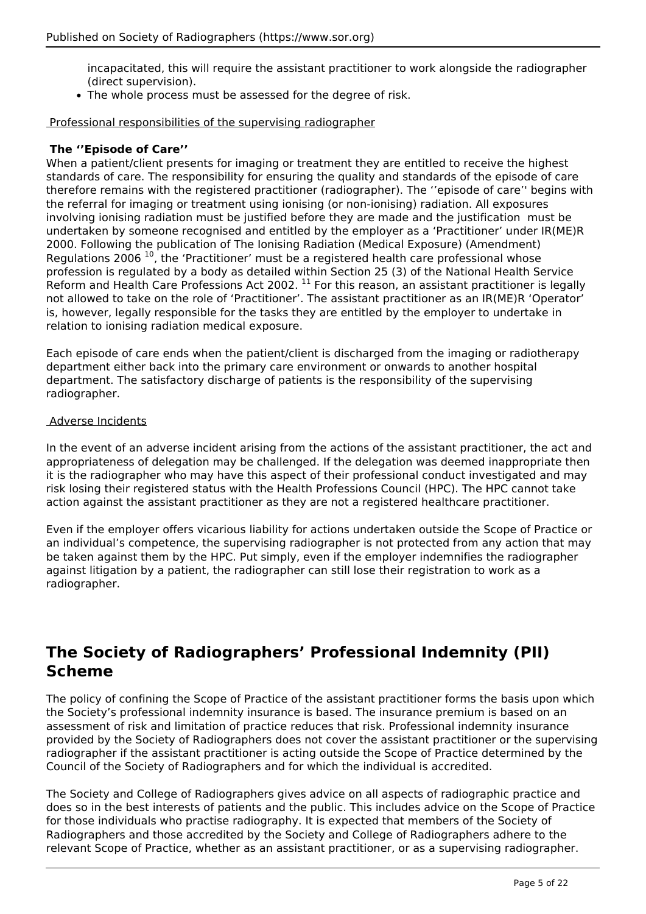incapacitated, this will require the assistant practitioner to work alongside the radiographer (direct supervision).

- The whole process must be assessed for the degree of risk.

Professional responsibilities of the supervising radiographer

**The ''Episode of Care''**

When a patient/client presents for imaging or treatment they are entitled to receive the highest standards of care. The responsibility for ensuring the quality and standards of the episode of care therefore remains with the registered practitioner (radiographer). The ''episode of care'' begins with the referral for imaging or treatment using ionising (or non-ionising) radiation. All exposures involving ionising radiation must be justified before they are made and the justification must be undertaken by someone recognised and entitled by the employer as a 'Practitioner' under IR(ME)R 2000. Following the publication of The Ionising Radiation (Medical Exposure) (Amendment) Regulations 2006 [10], the 'Practitioner' must be a registered health care professional whose profession is regulated by a body as detailed within Section 25 (3) of the National Health Service Reform and Health Care Professions Act 2002. [11] For this reason, an assistant practitioner is legally not allowed to take on the role of 'Practitioner'. The assistant practitioner as an IR(ME)R 'Operator' is, however, legally responsible for the tasks they are entitled by the employer to undertake in relation to ionising radiation medical exposure.

Each episode of care ends when the patient/client is discharged from the imaging or radiotherapy department either back into the primary care environment or onwards to another hospital department. The satisfactory discharge of patients is the responsibility of the supervising radiographer.

Adverse Incidents

In the event of an adverse incident arising from the actions of the assistant practitioner, the act and appropriateness of delegation may be challenged. If the delegation was deemed inappropriate then it is the radiographer who may have this aspect of their professional conduct investigated and may risk losing their registered status with the Health Professions Council (HPC). The HPC cannot take action against the assistant practitioner as they are not a registered healthcare practitioner.

Even if the employer offers vicarious liability for actions undertaken outside the Scope of Practice or an individual's competence, the supervising radiographer is not protected from any action that may be taken against them by the HPC. Put simply, even if the employer indemnifies the radiographer against litigation by a patient, the radiographer can still lose their registration to work as a radiographer.

## The Society of Radiographers' Professional Indemnity (PII) Scheme

The policy of confining the Scope of Practice of the assistant practitioner forms the basis upon which the Society's professional indemnity insurance is based. The insurance premium is based on an assessment of risk and limitation of practice reduces that risk. Professional indemnity insurance provided by the Society of Radiographers does not cover the assistant practitioner or the supervising radiographer if the assistant practitioner is acting outside the Scope of Practice determined by the Council of the Society of Radiographers and for which the individual is accredited.

The Society and College of Radiographers gives advice on all aspects of radiographic practice and does so in the best interests of patients and the public. This includes advice on the Scope of Practice for those individuals who practise radiography. It is expected that members of the Society of Radiographers and those accredited by the Society and College of Radiographers adhere to the relevant Scope of Practice, whether as an assistant practitioner, or as a supervising radiographer.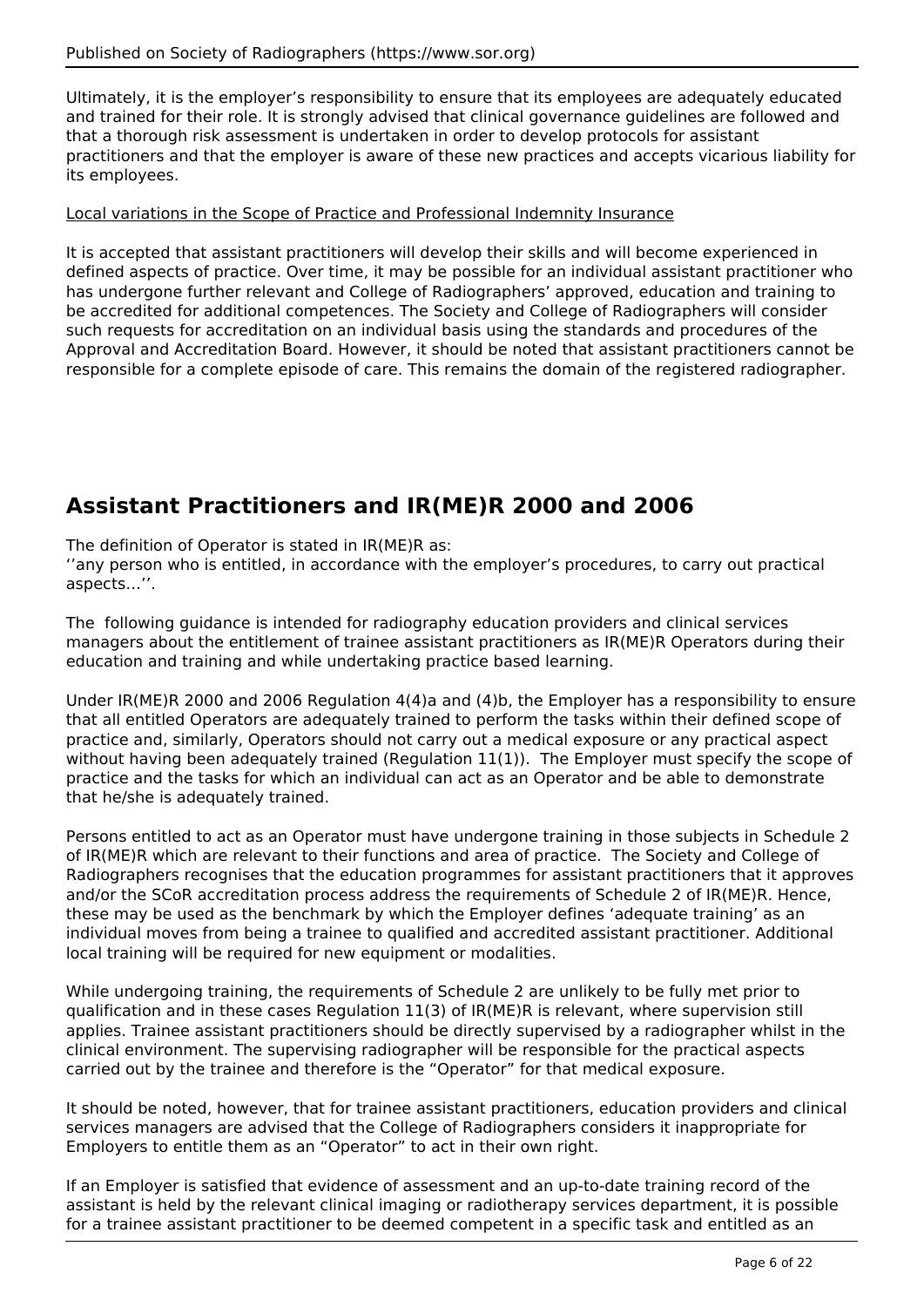Ultimately, it is the employer's responsibility to ensure that its employees are adequately educated and trained for their role. It is strongly advised that clinical governance guidelines are followed and that a thorough risk assessment is undertaken in order to develop protocols for assistant practitioners and that the employer is aware of these new practices and accepts vicarious liability for its employees.

Local variations in the Scope of Practice and Professional Indemnity Insurance

It is accepted that assistant practitioners will develop their skills and will become experienced in defined aspects of practice. Over time, it may be possible for an individual assistant practitioner who has undergone further relevant and College of Radiographers' approved, education and training to be accredited for additional competences. The Society and College of Radiographers will consider such requests for accreditation on an individual basis using the standards and procedures of the Approval and Accreditation Board. However, it should be noted that assistant practitioners cannot be responsible for a complete episode of care. This remains the domain of the registered radiographer.

## Assistant Practitioners and IR(ME)R 2000 and 2006

The definition of Operator is stated in IR(ME)R as:
''any person who is entitled, in accordance with the employer's procedures, to carry out practical aspects…''.

The following guidance is intended for radiography education providers and clinical services managers about the entitlement of trainee assistant practitioners as IR(ME)R Operators during their education and training and while undertaking practice based learning.

Under IR(ME)R 2000 and 2006 Regulation 4(4)a and (4)b, the Employer has a responsibility to ensure that all entitled Operators are adequately trained to perform the tasks within their defined scope of practice and, similarly, Operators should not carry out a medical exposure or any practical aspect without having been adequately trained (Regulation 11(1)). The Employer must specify the scope of practice and the tasks for which an individual can act as an Operator and be able to demonstrate that he/she is adequately trained.

Persons entitled to act as an Operator must have undergone training in those subjects in Schedule 2 of IR(ME)R which are relevant to their functions and area of practice. The Society and College of Radiographers recognises that the education programmes for assistant practitioners that it approves and/or the SCoR accreditation process address the requirements of Schedule 2 of IR(ME)R. Hence, these may be used as the benchmark by which the Employer defines 'adequate training' as an individual moves from being a trainee to qualified and accredited assistant practitioner. Additional local training will be required for new equipment or modalities.

While undergoing training, the requirements of Schedule 2 are unlikely to be fully met prior to qualification and in these cases Regulation 11(3) of IR(ME)R is relevant, where supervision still applies. Trainee assistant practitioners should be directly supervised by a radiographer whilst in the clinical environment. The supervising radiographer will be responsible for the practical aspects carried out by the trainee and therefore is the "Operator" for that medical exposure.

It should be noted, however, that for trainee assistant practitioners, education providers and clinical services managers are advised that the College of Radiographers considers it inappropriate for Employers to entitle them as an "Operator" to act in their own right.

If an Employer is satisfied that evidence of assessment and an up-to-date training record of the assistant is held by the relevant clinical imaging or radiotherapy services department, it is possible for a trainee assistant practitioner to be deemed competent in a specific task and entitled as an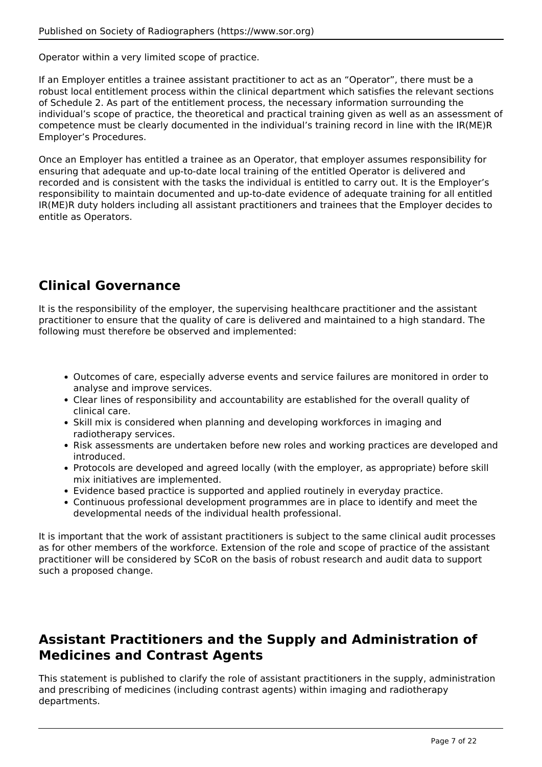Operator within a very limited scope of practice.

If an Employer entitles a trainee assistant practitioner to act as an “Operator”, there must be a robust local entitlement process within the clinical department which satisfies the relevant sections of Schedule 2. As part of the entitlement process, the necessary information surrounding the individual’s scope of practice, the theoretical and practical training given as well as an assessment of competence must be clearly documented in the individual’s training record in line with the IR(ME)R Employer’s Procedures.

Once an Employer has entitled a trainee as an Operator, that employer assumes responsibility for ensuring that adequate and up-to-date local training of the entitled Operator is delivered and recorded and is consistent with the tasks the individual is entitled to carry out. It is the Employer’s responsibility to maintain documented and up-to-date evidence of adequate training for all entitled IR(ME)R duty holders including all assistant practitioners and trainees that the Employer decides to entitle as Operators.

## Clinical Governance

It is the responsibility of the employer, the supervising healthcare practitioner and the assistant practitioner to ensure that the quality of care is delivered and maintained to a high standard. The following must therefore be observed and implemented:

- Outcomes of care, especially adverse events and service failures are monitored in order to analyse and improve services.
- Clear lines of responsibility and accountability are established for the overall quality of clinical care.
- Skill mix is considered when planning and developing workforces in imaging and radiotherapy services.
- Risk assessments are undertaken before new roles and working practices are developed and introduced.
- Protocols are developed and agreed locally (with the employer, as appropriate) before skill mix initiatives are implemented.
- Evidence based practice is supported and applied routinely in everyday practice.
- Continuous professional development programmes are in place to identify and meet the developmental needs of the individual health professional.

It is important that the work of assistant practitioners is subject to the same clinical audit processes as for other members of the workforce. Extension of the role and scope of practice of the assistant practitioner will be considered by SCoR on the basis of robust research and audit data to support such a proposed change.

## Assistant Practitioners and the Supply and Administration of Medicines and Contrast Agents

This statement is published to clarify the role of assistant practitioners in the supply, administration and prescribing of medicines (including contrast agents) within imaging and radiotherapy departments.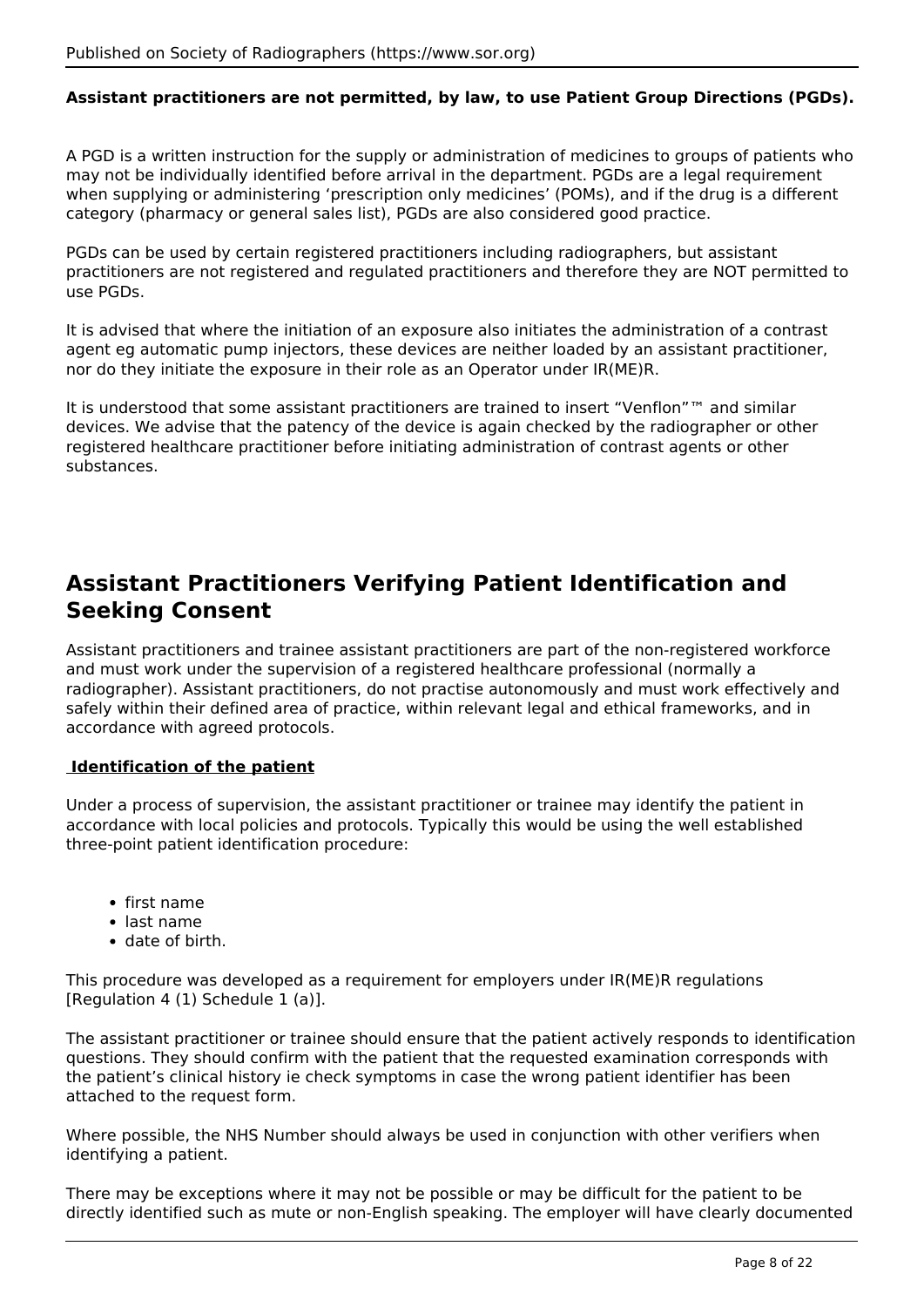**Assistant practitioners are not permitted, by law, to use Patient Group Directions (PGDs).**

A PGD is a written instruction for the supply or administration of medicines to groups of patients who may not be individually identified before arrival in the department. PGDs are a legal requirement when supplying or administering 'prescription only medicines' (POMs), and if the drug is a different category (pharmacy or general sales list), PGDs are also considered good practice.

PGDs can be used by certain registered practitioners including radiographers, but assistant practitioners are not registered and regulated practitioners and therefore they are NOT permitted to use PGDs.

It is advised that where the initiation of an exposure also initiates the administration of a contrast agent eg automatic pump injectors, these devices are neither loaded by an assistant practitioner, nor do they initiate the exposure in their role as an Operator under IR(ME)R.

It is understood that some assistant practitioners are trained to insert "Venflon"™ and similar devices. We advise that the patency of the device is again checked by the radiographer or other registered healthcare practitioner before initiating administration of contrast agents or other substances.

## Assistant Practitioners Verifying Patient Identification and Seeking Consent

Assistant practitioners and trainee assistant practitioners are part of the non-registered workforce and must work under the supervision of a registered healthcare professional (normally a radiographer). Assistant practitioners, do not practise autonomously and must work effectively and safely within their defined area of practice, within relevant legal and ethical frameworks, and in accordance with agreed protocols.

**Identification of the patient**

Under a process of supervision, the assistant practitioner or trainee may identify the patient in accordance with local policies and protocols. Typically this would be using the well established three-point patient identification procedure:

- first name
- last name
- date of birth.

This procedure was developed as a requirement for employers under IR(ME)R regulations [Regulation 4 (1) Schedule 1 (a)].

The assistant practitioner or trainee should ensure that the patient actively responds to identification questions. They should confirm with the patient that the requested examination corresponds with the patient's clinical history ie check symptoms in case the wrong patient identifier has been attached to the request form.

Where possible, the NHS Number should always be used in conjunction with other verifiers when identifying a patient.

There may be exceptions where it may not be possible or may be difficult for the patient to be directly identified such as mute or non-English speaking. The employer will have clearly documented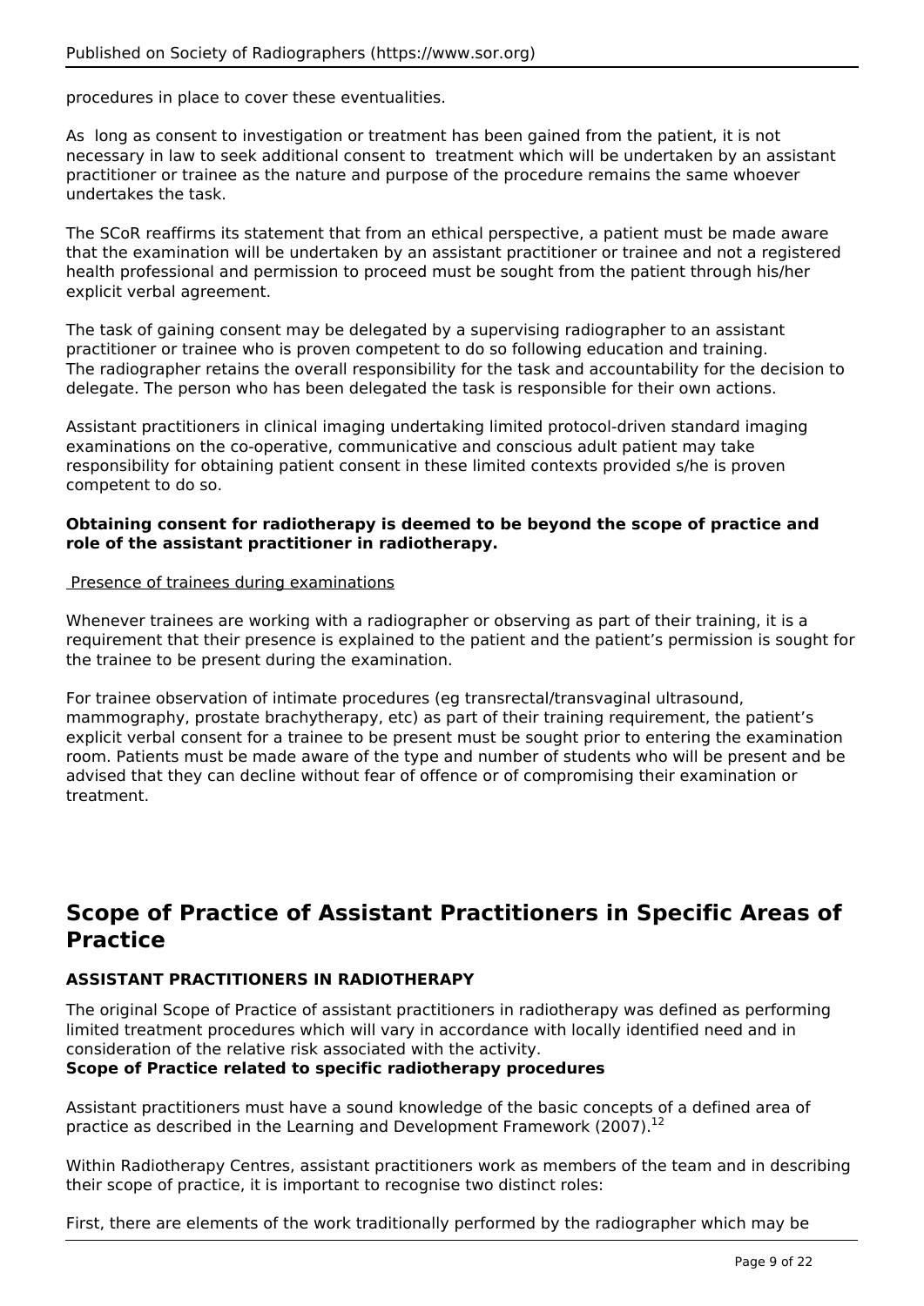procedures in place to cover these eventualities.

As long as consent to investigation or treatment has been gained from the patient, it is not necessary in law to seek additional consent to treatment which will be undertaken by an assistant practitioner or trainee as the nature and purpose of the procedure remains the same whoever undertakes the task.

The SCoR reaffirms its statement that from an ethical perspective, a patient must be made aware that the examination will be undertaken by an assistant practitioner or trainee and not a registered health professional and permission to proceed must be sought from the patient through his/her explicit verbal agreement.

The task of gaining consent may be delegated by a supervising radiographer to an assistant practitioner or trainee who is proven competent to do so following education and training. The radiographer retains the overall responsibility for the task and accountability for the decision to delegate. The person who has been delegated the task is responsible for their own actions.

Assistant practitioners in clinical imaging undertaking limited protocol-driven standard imaging examinations on the co-operative, communicative and conscious adult patient may take responsibility for obtaining patient consent in these limited contexts provided s/he is proven competent to do so.

**Obtaining consent for radiotherapy is deemed to be beyond the scope of practice and role of the assistant practitioner in radiotherapy.**

Presence of trainees during examinations

Whenever trainees are working with a radiographer or observing as part of their training, it is a requirement that their presence is explained to the patient and the patient's permission is sought for the trainee to be present during the examination.

For trainee observation of intimate procedures (eg transrectal/transvaginal ultrasound, mammography, prostate brachytherapy, etc) as part of their training requirement, the patient's explicit verbal consent for a trainee to be present must be sought prior to entering the examination room. Patients must be made aware of the type and number of students who will be present and be advised that they can decline without fear of offence or of compromising their examination or treatment.

## Scope of Practice of Assistant Practitioners in Specific Areas of Practice

**ASSISTANT PRACTITIONERS IN RADIOTHERAPY**

The original Scope of Practice of assistant practitioners in radiotherapy was defined as performing limited treatment procedures which will vary in accordance with locally identified need and in consideration of the relative risk associated with the activity.

**Scope of Practice related to specific radiotherapy procedures**

Assistant practitioners must have a sound knowledge of the basic concepts of a defined area of practice as described in the Learning and Development Framework (2007).[12]

Within Radiotherapy Centres, assistant practitioners work as members of the team and in describing their scope of practice, it is important to recognise two distinct roles:

First, there are elements of the work traditionally performed by the radiographer which may be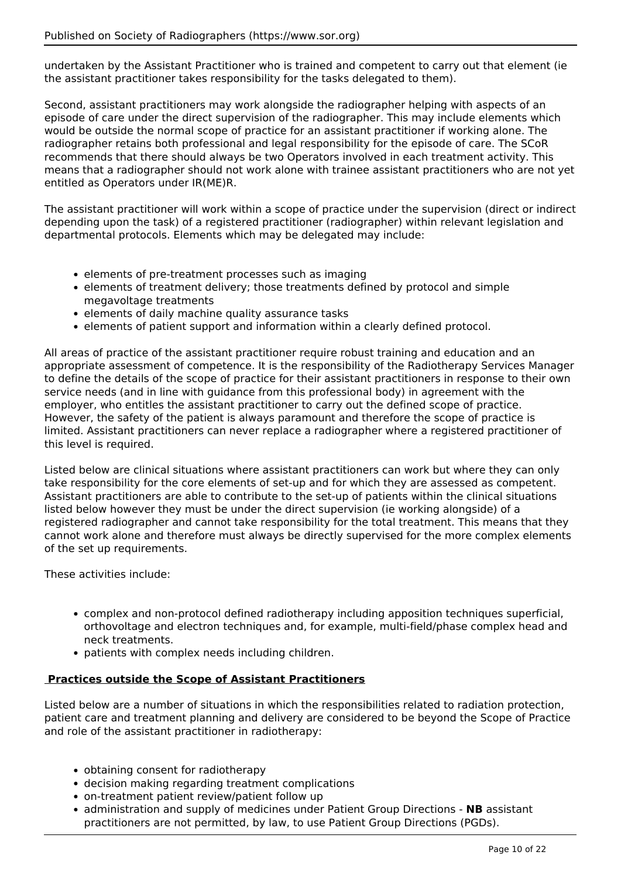undertaken by the Assistant Practitioner who is trained and competent to carry out that element (ie the assistant practitioner takes responsibility for the tasks delegated to them).

Second, assistant practitioners may work alongside the radiographer helping with aspects of an episode of care under the direct supervision of the radiographer. This may include elements which would be outside the normal scope of practice for an assistant practitioner if working alone. The radiographer retains both professional and legal responsibility for the episode of care. The SCoR recommends that there should always be two Operators involved in each treatment activity. This means that a radiographer should not work alone with trainee assistant practitioners who are not yet entitled as Operators under IR(ME)R.

The assistant practitioner will work within a scope of practice under the supervision (direct or indirect depending upon the task) of a registered practitioner (radiographer) within relevant legislation and departmental protocols. Elements which may be delegated may include:

- elements of pre-treatment processes such as imaging
- elements of treatment delivery; those treatments defined by protocol and simple megavoltage treatments
- elements of daily machine quality assurance tasks
- elements of patient support and information within a clearly defined protocol.

All areas of practice of the assistant practitioner require robust training and education and an appropriate assessment of competence. It is the responsibility of the Radiotherapy Services Manager to define the details of the scope of practice for their assistant practitioners in response to their own service needs (and in line with guidance from this professional body) in agreement with the employer, who entitles the assistant practitioner to carry out the defined scope of practice. However, the safety of the patient is always paramount and therefore the scope of practice is limited. Assistant practitioners can never replace a radiographer where a registered practitioner of this level is required.

Listed below are clinical situations where assistant practitioners can work but where they can only take responsibility for the core elements of set-up and for which they are assessed as competent. Assistant practitioners are able to contribute to the set-up of patients within the clinical situations listed below however they must be under the direct supervision (ie working alongside) of a registered radiographer and cannot take responsibility for the total treatment. This means that they cannot work alone and therefore must always be directly supervised for the more complex elements of the set up requirements.

These activities include:

- complex and non-protocol defined radiotherapy including apposition techniques superficial, orthovoltage and electron techniques and, for example, multi-field/phase complex head and neck treatments.
- patients with complex needs including children.

**Practices outside the Scope of Assistant Practitioners**

Listed below are a number of situations in which the responsibilities related to radiation protection, patient care and treatment planning and delivery are considered to be beyond the Scope of Practice and role of the assistant practitioner in radiotherapy:

- obtaining consent for radiotherapy
- decision making regarding treatment complications
- on-treatment patient review/patient follow up
- administration and supply of medicines under Patient Group Directions - **NB** assistant practitioners are not permitted, by law, to use Patient Group Directions (PGDs).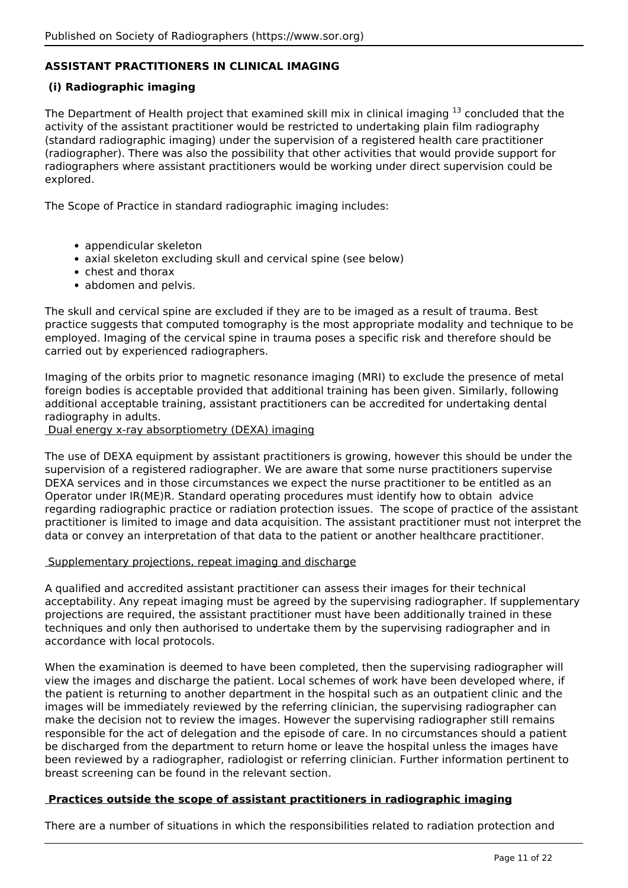## ASSISTANT PRACTITIONERS IN CLINICAL IMAGING

### (i) Radiographic imaging

The Department of Health project that examined skill mix in clinical imaging [13] concluded that the activity of the assistant practitioner would be restricted to undertaking plain film radiography (standard radiographic imaging) under the supervision of a registered health care practitioner (radiographer). There was also the possibility that other activities that would provide support for radiographers where assistant practitioners would be working under direct supervision could be explored.

The Scope of Practice in standard radiographic imaging includes:

- appendicular skeleton
- axial skeleton excluding skull and cervical spine (see below)
- chest and thorax
- abdomen and pelvis.

The skull and cervical spine are excluded if they are to be imaged as a result of trauma. Best practice suggests that computed tomography is the most appropriate modality and technique to be employed. Imaging of the cervical spine in trauma poses a specific risk and therefore should be carried out by experienced radiographers.

Imaging of the orbits prior to magnetic resonance imaging (MRI) to exclude the presence of metal foreign bodies is acceptable provided that additional training has been given. Similarly, following additional acceptable training, assistant practitioners can be accredited for undertaking dental radiography in adults.

Dual energy x-ray absorptiometry (DEXA) imaging

The use of DEXA equipment by assistant practitioners is growing, however this should be under the supervision of a registered radiographer. We are aware that some nurse practitioners supervise DEXA services and in those circumstances we expect the nurse practitioner to be entitled as an Operator under IR(ME)R. Standard operating procedures must identify how to obtain advice regarding radiographic practice or radiation protection issues. The scope of practice of the assistant practitioner is limited to image and data acquisition. The assistant practitioner must not interpret the data or convey an interpretation of that data to the patient or another healthcare practitioner.

Supplementary projections, repeat imaging and discharge

A qualified and accredited assistant practitioner can assess their images for their technical acceptability. Any repeat imaging must be agreed by the supervising radiographer. If supplementary projections are required, the assistant practitioner must have been additionally trained in these techniques and only then authorised to undertake them by the supervising radiographer and in accordance with local protocols.

When the examination is deemed to have been completed, then the supervising radiographer will view the images and discharge the patient. Local schemes of work have been developed where, if the patient is returning to another department in the hospital such as an outpatient clinic and the images will be immediately reviewed by the referring clinician, the supervising radiographer can make the decision not to review the images. However the supervising radiographer still remains responsible for the act of delegation and the episode of care. In no circumstances should a patient be discharged from the department to return home or leave the hospital unless the images have been reviewed by a radiographer, radiologist or referring clinician. Further information pertinent to breast screening can be found in the relevant section.

**Practices outside the scope of assistant practitioners in radiographic imaging**

There are a number of situations in which the responsibilities related to radiation protection and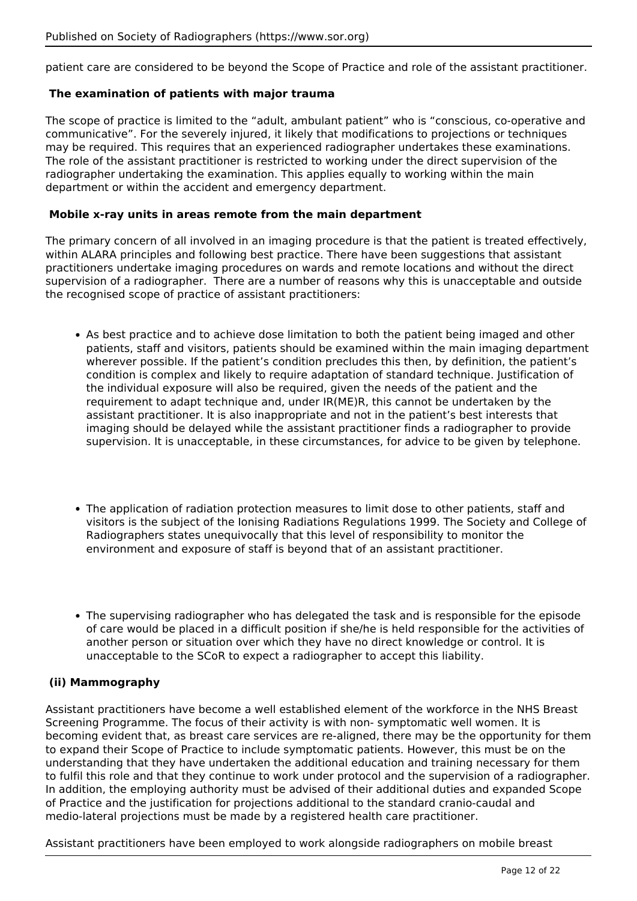patient care are considered to be beyond the Scope of Practice and role of the assistant practitioner.

**The examination of patients with major trauma**

The scope of practice is limited to the "adult, ambulant patient" who is "conscious, co-operative and communicative". For the severely injured, it likely that modifications to projections or techniques may be required. This requires that an experienced radiographer undertakes these examinations. The role of the assistant practitioner is restricted to working under the direct supervision of the radiographer undertaking the examination. This applies equally to working within the main department or within the accident and emergency department.

**Mobile x-ray units in areas remote from the main department**

The primary concern of all involved in an imaging procedure is that the patient is treated effectively, within ALARA principles and following best practice. There have been suggestions that assistant practitioners undertake imaging procedures on wards and remote locations and without the direct supervision of a radiographer. There are a number of reasons why this is unacceptable and outside the recognised scope of practice of assistant practitioners:

- As best practice and to achieve dose limitation to both the patient being imaged and other patients, staff and visitors, patients should be examined within the main imaging department wherever possible. If the patient's condition precludes this then, by definition, the patient's condition is complex and likely to require adaptation of standard technique. Justification of the individual exposure will also be required, given the needs of the patient and the requirement to adapt technique and, under IR(ME)R, this cannot be undertaken by the assistant practitioner. It is also inappropriate and not in the patient's best interests that imaging should be delayed while the assistant practitioner finds a radiographer to provide supervision. It is unacceptable, in these circumstances, for advice to be given by telephone.

- The application of radiation protection measures to limit dose to other patients, staff and visitors is the subject of the Ionising Radiations Regulations 1999. The Society and College of Radiographers states unequivocally that this level of responsibility to monitor the environment and exposure of staff is beyond that of an assistant practitioner.

- The supervising radiographer who has delegated the task and is responsible for the episode of care would be placed in a difficult position if she/he is held responsible for the activities of another person or situation over which they have no direct knowledge or control. It is unacceptable to the SCoR to expect a radiographer to accept this liability.

**(ii) Mammography**

Assistant practitioners have become a well established element of the workforce in the NHS Breast Screening Programme. The focus of their activity is with non- symptomatic well women. It is becoming evident that, as breast care services are re-aligned, there may be the opportunity for them to expand their Scope of Practice to include symptomatic patients. However, this must be on the understanding that they have undertaken the additional education and training necessary for them to fulfil this role and that they continue to work under protocol and the supervision of a radiographer. In addition, the employing authority must be advised of their additional duties and expanded Scope of Practice and the justification for projections additional to the standard cranio-caudal and medio-lateral projections must be made by a registered health care practitioner.

Assistant practitioners have been employed to work alongside radiographers on mobile breast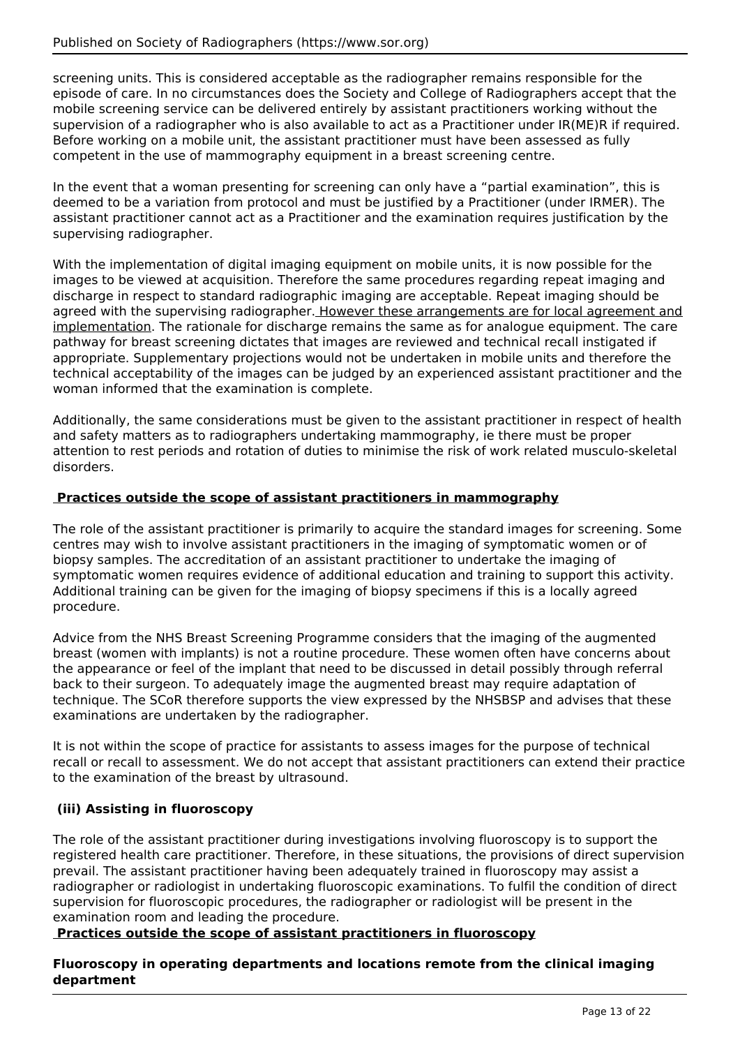screening units. This is considered acceptable as the radiographer remains responsible for the episode of care. In no circumstances does the Society and College of Radiographers accept that the mobile screening service can be delivered entirely by assistant practitioners working without the supervision of a radiographer who is also available to act as a Practitioner under IR(ME)R if required. Before working on a mobile unit, the assistant practitioner must have been assessed as fully competent in the use of mammography equipment in a breast screening centre.

In the event that a woman presenting for screening can only have a “partial examination”, this is deemed to be a variation from protocol and must be justified by a Practitioner (under IRMER). The assistant practitioner cannot act as a Practitioner and the examination requires justification by the supervising radiographer.

With the implementation of digital imaging equipment on mobile units, it is now possible for the images to be viewed at acquisition. Therefore the same procedures regarding repeat imaging and discharge in respect to standard radiographic imaging are acceptable. Repeat imaging should be agreed with the supervising radiographer. <u>However these arrangements are for local agreement and implementation</u>. The rationale for discharge remains the same as for analogue equipment. The care pathway for breast screening dictates that images are reviewed and technical recall instigated if appropriate. Supplementary projections would not be undertaken in mobile units and therefore the technical acceptability of the images can be judged by an experienced assistant practitioner and the woman informed that the examination is complete.

Additionally, the same considerations must be given to the assistant practitioner in respect of health and safety matters as to radiographers undertaking mammography, ie there must be proper attention to rest periods and rotation of duties to minimise the risk of work related musculo-skeletal disorders.

**<u>Practices outside the scope of assistant practitioners in mammography</u>**

The role of the assistant practitioner is primarily to acquire the standard images for screening. Some centres may wish to involve assistant practitioners in the imaging of symptomatic women or of biopsy samples. The accreditation of an assistant practitioner to undertake the imaging of symptomatic women requires evidence of additional education and training to support this activity. Additional training can be given for the imaging of biopsy specimens if this is a locally agreed procedure.

Advice from the NHS Breast Screening Programme considers that the imaging of the augmented breast (women with implants) is not a routine procedure. These women often have concerns about the appearance or feel of the implant that need to be discussed in detail possibly through referral back to their surgeon. To adequately image the augmented breast may require adaptation of technique. The SCoR therefore supports the view expressed by the NHSBSP and advises that these examinations are undertaken by the radiographer.

It is not within the scope of practice for assistants to assess images for the purpose of technical recall or recall to assessment. We do not accept that assistant practitioners can extend their practice to the examination of the breast by ultrasound.

**(iii) Assisting in fluoroscopy**

The role of the assistant practitioner during investigations involving fluoroscopy is to support the registered health care practitioner. Therefore, in these situations, the provisions of direct supervision prevail. The assistant practitioner having been adequately trained in fluoroscopy may assist a radiographer or radiologist in undertaking fluoroscopic examinations. To fulfil the condition of direct supervision for fluoroscopic procedures, the radiographer or radiologist will be present in the examination room and leading the procedure.

**<u>Practices outside the scope of assistant practitioners in fluoroscopy</u>**

**Fluoroscopy in operating departments and locations remote from the clinical imaging department**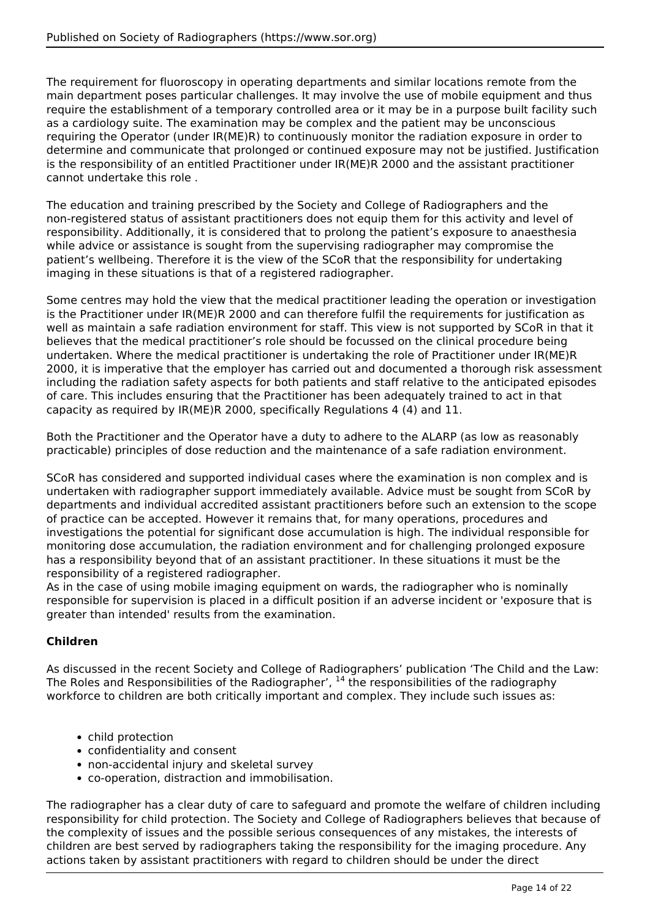The requirement for fluoroscopy in operating departments and similar locations remote from the main department poses particular challenges. It may involve the use of mobile equipment and thus require the establishment of a temporary controlled area or it may be in a purpose built facility such as a cardiology suite. The examination may be complex and the patient may be unconscious requiring the Operator (under IR(ME)R) to continuously monitor the radiation exposure in order to determine and communicate that prolonged or continued exposure may not be justified. Justification is the responsibility of an entitled Practitioner under IR(ME)R 2000 and the assistant practitioner cannot undertake this role .

The education and training prescribed by the Society and College of Radiographers and the non-registered status of assistant practitioners does not equip them for this activity and level of responsibility. Additionally, it is considered that to prolong the patient's exposure to anaesthesia while advice or assistance is sought from the supervising radiographer may compromise the patient's wellbeing. Therefore it is the view of the SCoR that the responsibility for undertaking imaging in these situations is that of a registered radiographer.

Some centres may hold the view that the medical practitioner leading the operation or investigation is the Practitioner under IR(ME)R 2000 and can therefore fulfil the requirements for justification as well as maintain a safe radiation environment for staff. This view is not supported by SCoR in that it believes that the medical practitioner's role should be focussed on the clinical procedure being undertaken. Where the medical practitioner is undertaking the role of Practitioner under IR(ME)R 2000, it is imperative that the employer has carried out and documented a thorough risk assessment including the radiation safety aspects for both patients and staff relative to the anticipated episodes of care. This includes ensuring that the Practitioner has been adequately trained to act in that capacity as required by IR(ME)R 2000, specifically Regulations 4 (4) and 11.

Both the Practitioner and the Operator have a duty to adhere to the ALARP (as low as reasonably practicable) principles of dose reduction and the maintenance of a safe radiation environment.

SCoR has considered and supported individual cases where the examination is non complex and is undertaken with radiographer support immediately available. Advice must be sought from SCoR by departments and individual accredited assistant practitioners before such an extension to the scope of practice can be accepted. However it remains that, for many operations, procedures and investigations the potential for significant dose accumulation is high. The individual responsible for monitoring dose accumulation, the radiation environment and for challenging prolonged exposure has a responsibility beyond that of an assistant practitioner. In these situations it must be the responsibility of a registered radiographer.
As in the case of using mobile imaging equipment on wards, the radiographer who is nominally responsible for supervision is placed in a difficult position if an adverse incident or 'exposure that is greater than intended' results from the examination.

**Children**

As discussed in the recent Society and College of Radiographers' publication 'The Child and the Law: The Roles and Responsibilities of the Radiographer', [14] the responsibilities of the radiography workforce to children are both critically important and complex. They include such issues as:

- child protection
- confidentiality and consent
- non-accidental injury and skeletal survey
- co-operation, distraction and immobilisation.

The radiographer has a clear duty of care to safeguard and promote the welfare of children including responsibility for child protection. The Society and College of Radiographers believes that because of the complexity of issues and the possible serious consequences of any mistakes, the interests of children are best served by radiographers taking the responsibility for the imaging procedure. Any actions taken by assistant practitioners with regard to children should be under the direct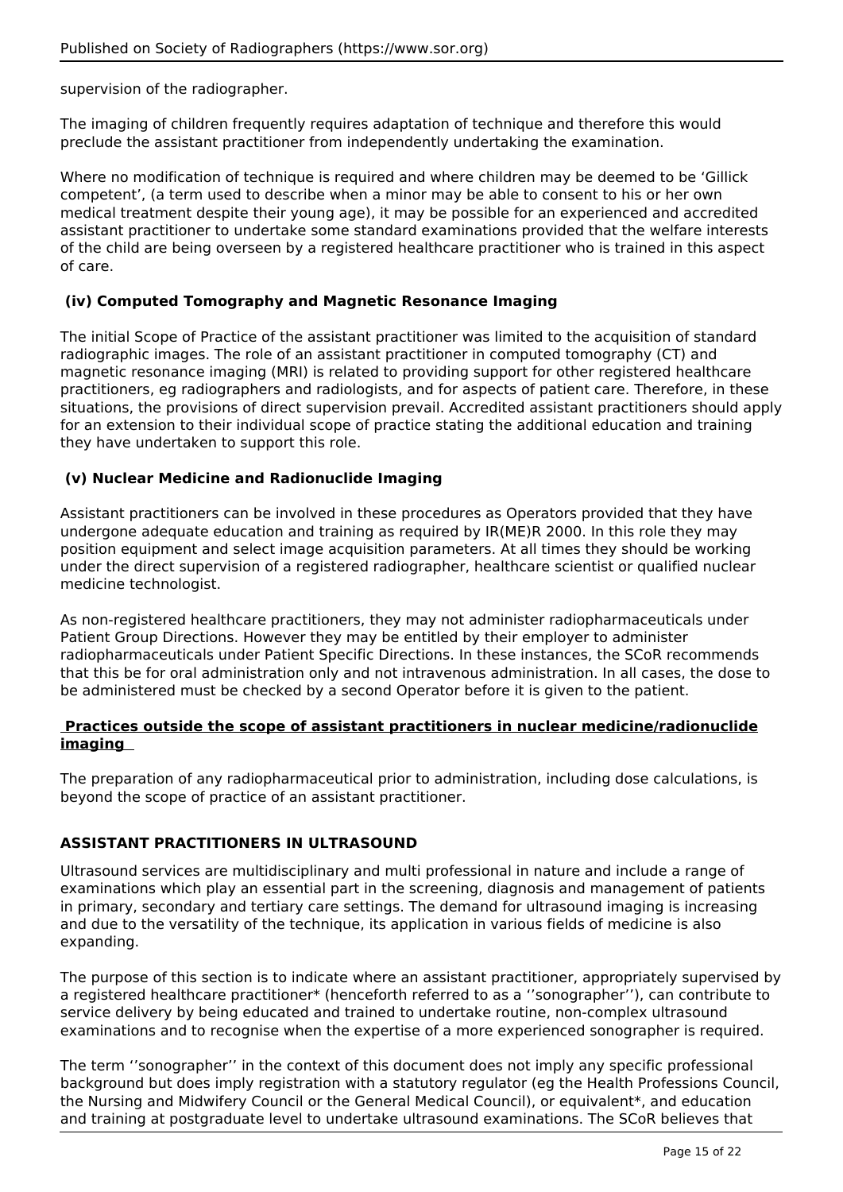supervision of the radiographer.

The imaging of children frequently requires adaptation of technique and therefore this would preclude the assistant practitioner from independently undertaking the examination.

Where no modification of technique is required and where children may be deemed to be 'Gillick competent', (a term used to describe when a minor may be able to consent to his or her own medical treatment despite their young age), it may be possible for an experienced and accredited assistant practitioner to undertake some standard examinations provided that the welfare interests of the child are being overseen by a registered healthcare practitioner who is trained in this aspect of care.

### (iv) Computed Tomography and Magnetic Resonance Imaging

The initial Scope of Practice of the assistant practitioner was limited to the acquisition of standard radiographic images. The role of an assistant practitioner in computed tomography (CT) and magnetic resonance imaging (MRI) is related to providing support for other registered healthcare practitioners, eg radiographers and radiologists, and for aspects of patient care. Therefore, in these situations, the provisions of direct supervision prevail. Accredited assistant practitioners should apply for an extension to their individual scope of practice stating the additional education and training they have undertaken to support this role.

### (v) Nuclear Medicine and Radionuclide Imaging

Assistant practitioners can be involved in these procedures as Operators provided that they have undergone adequate education and training as required by IR(ME)R 2000. In this role they may position equipment and select image acquisition parameters. At all times they should be working under the direct supervision of a registered radiographer, healthcare scientist or qualified nuclear medicine technologist.

As non-registered healthcare practitioners, they may not administer radiopharmaceuticals under Patient Group Directions. However they may be entitled by their employer to administer radiopharmaceuticals under Patient Specific Directions. In these instances, the SCoR recommends that this be for oral administration only and not intravenous administration. In all cases, the dose to be administered must be checked by a second Operator before it is given to the patient.

**Practices outside the scope of assistant practitioners in nuclear medicine/radionuclide imaging**

The preparation of any radiopharmaceutical prior to administration, including dose calculations, is beyond the scope of practice of an assistant practitioner.

## ASSISTANT PRACTITIONERS IN ULTRASOUND

Ultrasound services are multidisciplinary and multi professional in nature and include a range of examinations which play an essential part in the screening, diagnosis and management of patients in primary, secondary and tertiary care settings. The demand for ultrasound imaging is increasing and due to the versatility of the technique, its application in various fields of medicine is also expanding.

The purpose of this section is to indicate where an assistant practitioner, appropriately supervised by a registered healthcare practitioner* (henceforth referred to as a ''sonographer''), can contribute to service delivery by being educated and trained to undertake routine, non-complex ultrasound examinations and to recognise when the expertise of a more experienced sonographer is required.

The term ''sonographer'' in the context of this document does not imply any specific professional background but does imply registration with a statutory regulator (eg the Health Professions Council, the Nursing and Midwifery Council or the General Medical Council), or equivalent*, and education and training at postgraduate level to undertake ultrasound examinations. The SCoR believes that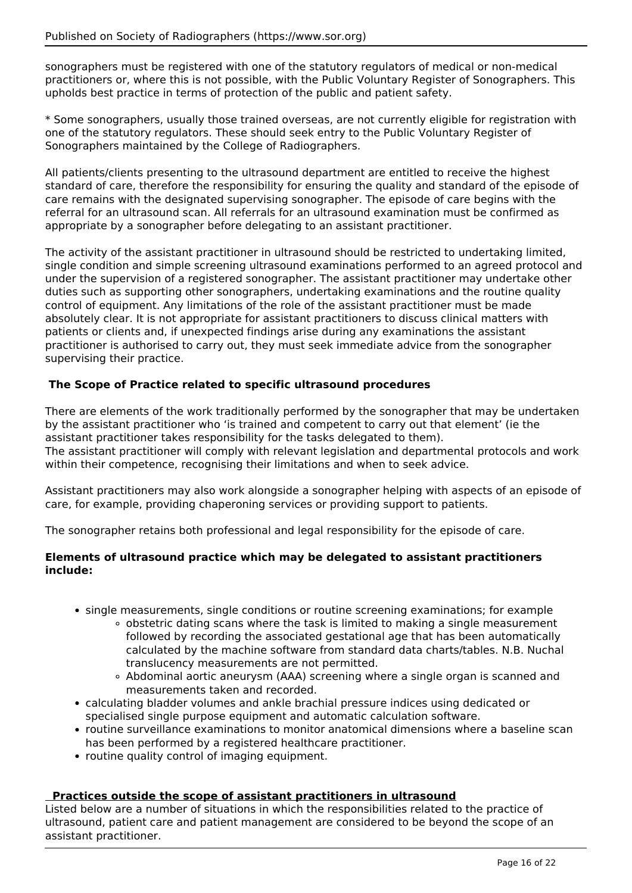sonographers must be registered with one of the statutory regulators of medical or non-medical practitioners or, where this is not possible, with the Public Voluntary Register of Sonographers. This upholds best practice in terms of protection of the public and patient safety.

* Some sonographers, usually those trained overseas, are not currently eligible for registration with one of the statutory regulators. These should seek entry to the Public Voluntary Register of Sonographers maintained by the College of Radiographers.

All patients/clients presenting to the ultrasound department are entitled to receive the highest standard of care, therefore the responsibility for ensuring the quality and standard of the episode of care remains with the designated supervising sonographer. The episode of care begins with the referral for an ultrasound scan. All referrals for an ultrasound examination must be confirmed as appropriate by a sonographer before delegating to an assistant practitioner.

The activity of the assistant practitioner in ultrasound should be restricted to undertaking limited, single condition and simple screening ultrasound examinations performed to an agreed protocol and under the supervision of a registered sonographer. The assistant practitioner may undertake other duties such as supporting other sonographers, undertaking examinations and the routine quality control of equipment. Any limitations of the role of the assistant practitioner must be made absolutely clear. It is not appropriate for assistant practitioners to discuss clinical matters with patients or clients and, if unexpected findings arise during any examinations the assistant practitioner is authorised to carry out, they must seek immediate advice from the sonographer supervising their practice.

**The Scope of Practice related to specific ultrasound procedures**

There are elements of the work traditionally performed by the sonographer that may be undertaken by the assistant practitioner who 'is trained and competent to carry out that element' (ie the assistant practitioner takes responsibility for the tasks delegated to them).
The assistant practitioner will comply with relevant legislation and departmental protocols and work within their competence, recognising their limitations and when to seek advice.

Assistant practitioners may also work alongside a sonographer helping with aspects of an episode of care, for example, providing chaperoning services or providing support to patients.

The sonographer retains both professional and legal responsibility for the episode of care.

**Elements of ultrasound practice which may be delegated to assistant practitioners include:**

- single measurements, single conditions or routine screening examinations; for example
  - obstetric dating scans where the task is limited to making a single measurement followed by recording the associated gestational age that has been automatically calculated by the machine software from standard data charts/tables. N.B. Nuchal translucency measurements are not permitted.
  - Abdominal aortic aneurysm (AAA) screening where a single organ is scanned and measurements taken and recorded.
- calculating bladder volumes and ankle brachial pressure indices using dedicated or specialised single purpose equipment and automatic calculation software.
- routine surveillance examinations to monitor anatomical dimensions where a baseline scan has been performed by a registered healthcare practitioner.
- routine quality control of imaging equipment.

**Practices outside the scope of assistant practitioners in ultrasound**

Listed below are a number of situations in which the responsibilities related to the practice of ultrasound, patient care and patient management are considered to be beyond the scope of an assistant practitioner.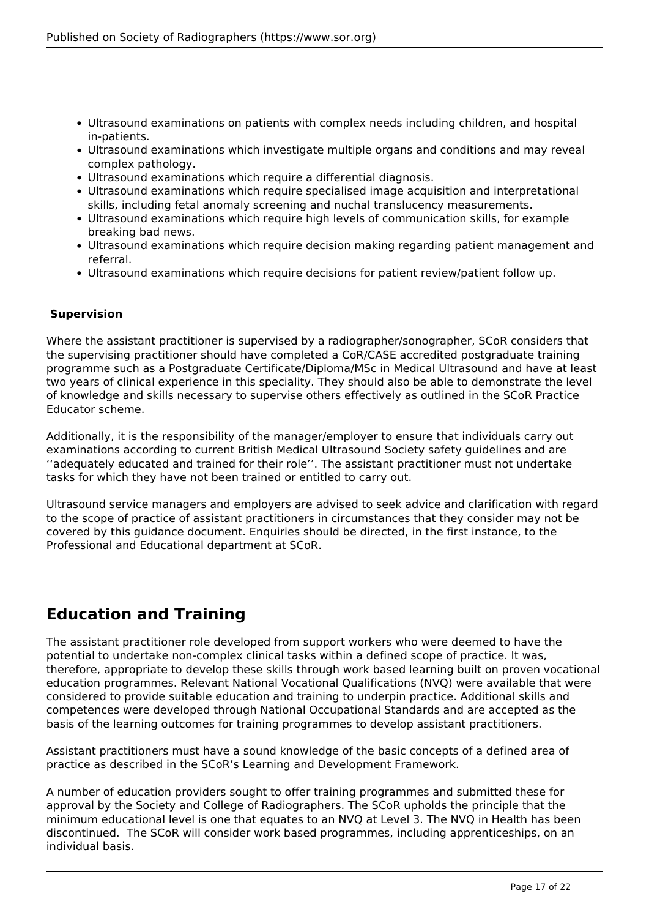- Ultrasound examinations on patients with complex needs including children, and hospital in-patients.
- Ultrasound examinations which investigate multiple organs and conditions and may reveal complex pathology.
- Ultrasound examinations which require a differential diagnosis.
- Ultrasound examinations which require specialised image acquisition and interpretational skills, including fetal anomaly screening and nuchal translucency measurements.
- Ultrasound examinations which require high levels of communication skills, for example breaking bad news.
- Ultrasound examinations which require decision making regarding patient management and referral.
- Ultrasound examinations which require decisions for patient review/patient follow up.

**Supervision**

Where the assistant practitioner is supervised by a radiographer/sonographer, SCoR considers that the supervising practitioner should have completed a CoR/CASE accredited postgraduate training programme such as a Postgraduate Certificate/Diploma/MSc in Medical Ultrasound and have at least two years of clinical experience in this speciality. They should also be able to demonstrate the level of knowledge and skills necessary to supervise others effectively as outlined in the SCoR Practice Educator scheme.

Additionally, it is the responsibility of the manager/employer to ensure that individuals carry out examinations according to current British Medical Ultrasound Society safety guidelines and are ''adequately educated and trained for their role''. The assistant practitioner must not undertake tasks for which they have not been trained or entitled to carry out.

Ultrasound service managers and employers are advised to seek advice and clarification with regard to the scope of practice of assistant practitioners in circumstances that they consider may not be covered by this guidance document. Enquiries should be directed, in the first instance, to the Professional and Educational department at SCoR.

## Education and Training

The assistant practitioner role developed from support workers who were deemed to have the potential to undertake non-complex clinical tasks within a defined scope of practice. It was, therefore, appropriate to develop these skills through work based learning built on proven vocational education programmes. Relevant National Vocational Qualifications (NVQ) were available that were considered to provide suitable education and training to underpin practice. Additional skills and competences were developed through National Occupational Standards and are accepted as the basis of the learning outcomes for training programmes to develop assistant practitioners.

Assistant practitioners must have a sound knowledge of the basic concepts of a defined area of practice as described in the SCoR's Learning and Development Framework.

A number of education providers sought to offer training programmes and submitted these for approval by the Society and College of Radiographers. The SCoR upholds the principle that the minimum educational level is one that equates to an NVQ at Level 3. The NVQ in Health has been discontinued. The SCoR will consider work based programmes, including apprenticeships, on an individual basis.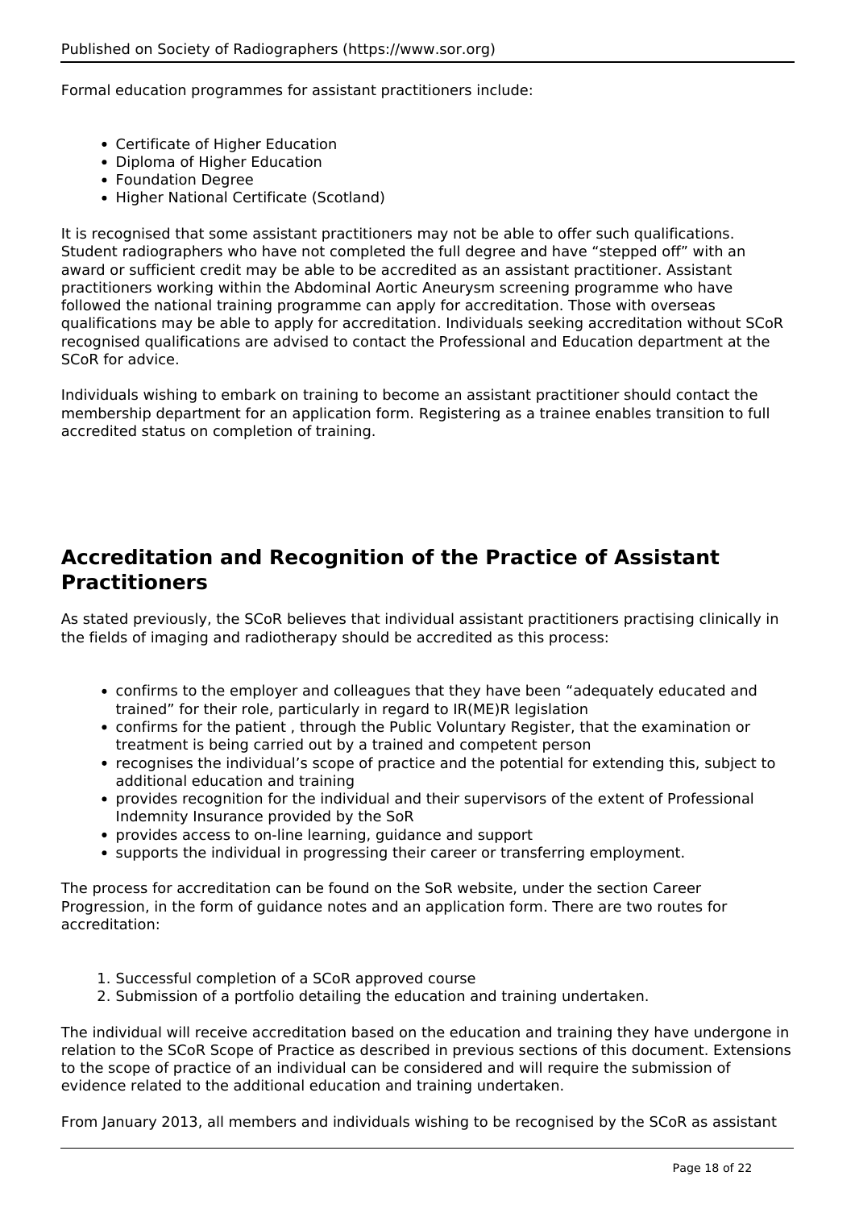Formal education programmes for assistant practitioners include:

- Certificate of Higher Education
- Diploma of Higher Education
- Foundation Degree
- Higher National Certificate (Scotland)

It is recognised that some assistant practitioners may not be able to offer such qualifications. Student radiographers who have not completed the full degree and have "stepped off" with an award or sufficient credit may be able to be accredited as an assistant practitioner. Assistant practitioners working within the Abdominal Aortic Aneurysm screening programme who have followed the national training programme can apply for accreditation. Those with overseas qualifications may be able to apply for accreditation. Individuals seeking accreditation without SCoR recognised qualifications are advised to contact the Professional and Education department at the SCoR for advice.

Individuals wishing to embark on training to become an assistant practitioner should contact the membership department for an application form. Registering as a trainee enables transition to full accredited status on completion of training.

## Accreditation and Recognition of the Practice of Assistant Practitioners

As stated previously, the SCoR believes that individual assistant practitioners practising clinically in the fields of imaging and radiotherapy should be accredited as this process:

- confirms to the employer and colleagues that they have been "adequately educated and trained" for their role, particularly in regard to IR(ME)R legislation
- confirms for the patient , through the Public Voluntary Register, that the examination or treatment is being carried out by a trained and competent person
- recognises the individual's scope of practice and the potential for extending this, subject to additional education and training
- provides recognition for the individual and their supervisors of the extent of Professional Indemnity Insurance provided by the SoR
- provides access to on-line learning, guidance and support
- supports the individual in progressing their career or transferring employment.

The process for accreditation can be found on the SoR website, under the section Career Progression, in the form of guidance notes and an application form. There are two routes for accreditation:

1. Successful completion of a SCoR approved course
2. Submission of a portfolio detailing the education and training undertaken.

The individual will receive accreditation based on the education and training they have undergone in relation to the SCoR Scope of Practice as described in previous sections of this document. Extensions to the scope of practice of an individual can be considered and will require the submission of evidence related to the additional education and training undertaken.

From January 2013, all members and individuals wishing to be recognised by the SCoR as assistant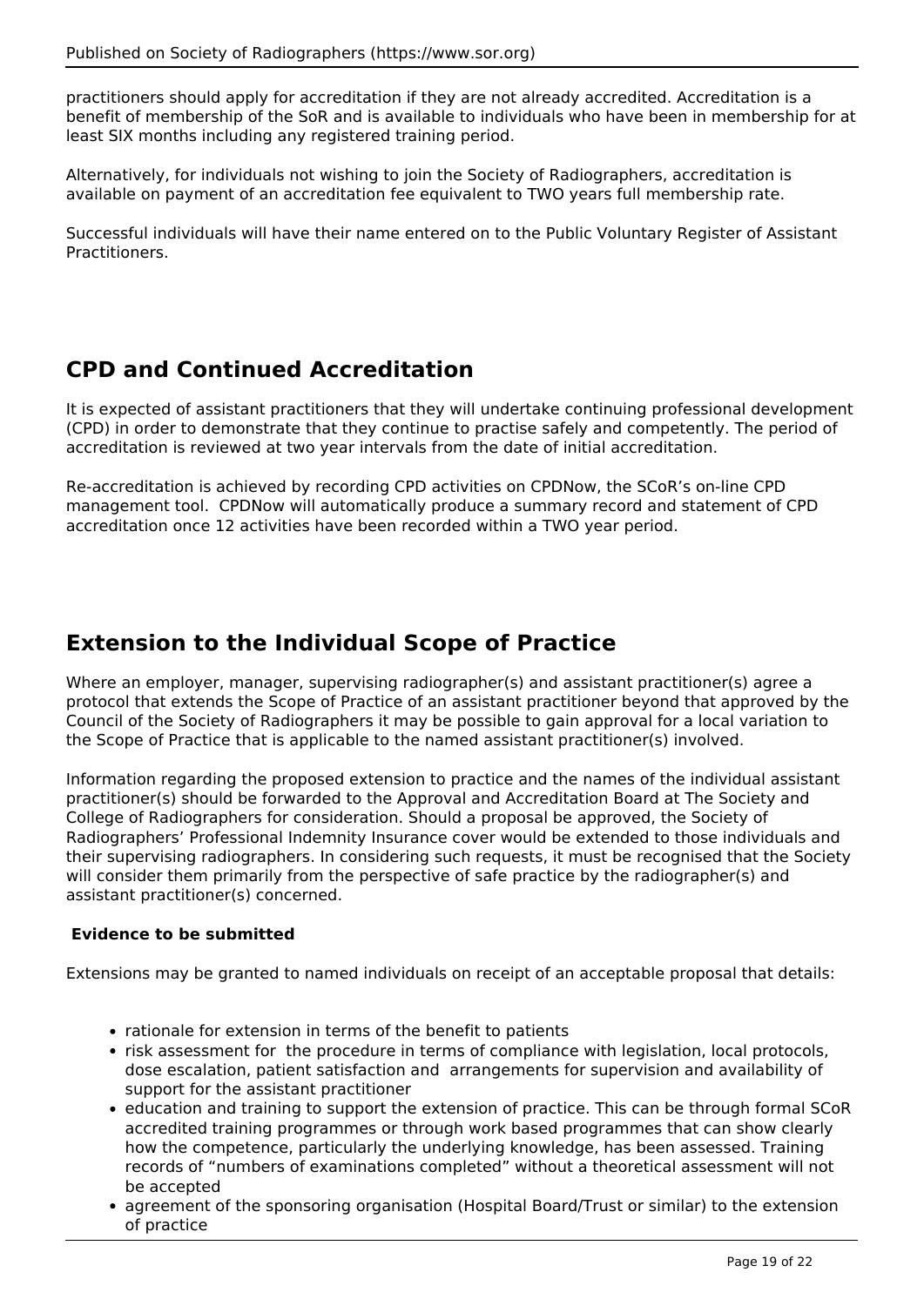practitioners should apply for accreditation if they are not already accredited. Accreditation is a benefit of membership of the SoR and is available to individuals who have been in membership for at least SIX months including any registered training period.

Alternatively, for individuals not wishing to join the Society of Radiographers, accreditation is available on payment of an accreditation fee equivalent to TWO years full membership rate.

Successful individuals will have their name entered on to the Public Voluntary Register of Assistant Practitioners.

## CPD and Continued Accreditation

It is expected of assistant practitioners that they will undertake continuing professional development (CPD) in order to demonstrate that they continue to practise safely and competently. The period of accreditation is reviewed at two year intervals from the date of initial accreditation.

Re-accreditation is achieved by recording CPD activities on CPDNow, the SCoR's on-line CPD management tool. CPDNow will automatically produce a summary record and statement of CPD accreditation once 12 activities have been recorded within a TWO year period.

## Extension to the Individual Scope of Practice

Where an employer, manager, supervising radiographer(s) and assistant practitioner(s) agree a protocol that extends the Scope of Practice of an assistant practitioner beyond that approved by the Council of the Society of Radiographers it may be possible to gain approval for a local variation to the Scope of Practice that is applicable to the named assistant practitioner(s) involved.

Information regarding the proposed extension to practice and the names of the individual assistant practitioner(s) should be forwarded to the Approval and Accreditation Board at The Society and College of Radiographers for consideration. Should a proposal be approved, the Society of Radiographers' Professional Indemnity Insurance cover would be extended to those individuals and their supervising radiographers. In considering such requests, it must be recognised that the Society will consider them primarily from the perspective of safe practice by the radiographer(s) and assistant practitioner(s) concerned.

**Evidence to be submitted**

Extensions may be granted to named individuals on receipt of an acceptable proposal that details:

- rationale for extension in terms of the benefit to patients
- risk assessment for the procedure in terms of compliance with legislation, local protocols, dose escalation, patient satisfaction and arrangements for supervision and availability of support for the assistant practitioner
- education and training to support the extension of practice. This can be through formal SCoR accredited training programmes or through work based programmes that can show clearly how the competence, particularly the underlying knowledge, has been assessed. Training records of "numbers of examinations completed" without a theoretical assessment will not be accepted
- agreement of the sponsoring organisation (Hospital Board/Trust or similar) to the extension of practice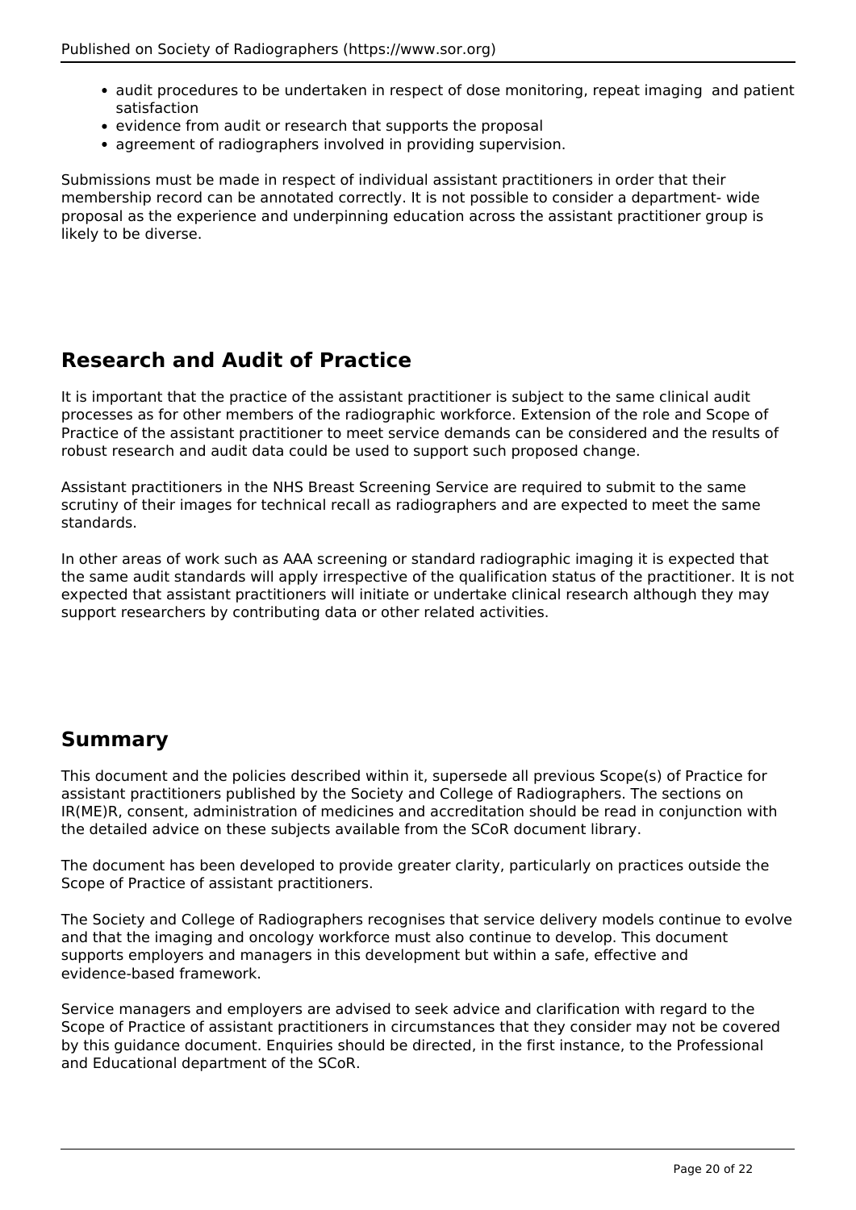- audit procedures to be undertaken in respect of dose monitoring, repeat imaging  and patient satisfaction
- evidence from audit or research that supports the proposal
- agreement of radiographers involved in providing supervision.

Submissions must be made in respect of individual assistant practitioners in order that their membership record can be annotated correctly. It is not possible to consider a department- wide proposal as the experience and underpinning education across the assistant practitioner group is likely to be diverse.

## Research and Audit of Practice

It is important that the practice of the assistant practitioner is subject to the same clinical audit processes as for other members of the radiographic workforce. Extension of the role and Scope of Practice of the assistant practitioner to meet service demands can be considered and the results of robust research and audit data could be used to support such proposed change.

Assistant practitioners in the NHS Breast Screening Service are required to submit to the same scrutiny of their images for technical recall as radiographers and are expected to meet the same standards.

In other areas of work such as AAA screening or standard radiographic imaging it is expected that the same audit standards will apply irrespective of the qualification status of the practitioner. It is not expected that assistant practitioners will initiate or undertake clinical research although they may support researchers by contributing data or other related activities.

## Summary

This document and the policies described within it, supersede all previous Scope(s) of Practice for assistant practitioners published by the Society and College of Radiographers. The sections on IR(ME)R, consent, administration of medicines and accreditation should be read in conjunction with the detailed advice on these subjects available from the SCoR document library.

The document has been developed to provide greater clarity, particularly on practices outside the Scope of Practice of assistant practitioners.

The Society and College of Radiographers recognises that service delivery models continue to evolve and that the imaging and oncology workforce must also continue to develop. This document supports employers and managers in this development but within a safe, effective and evidence-based framework.

Service managers and employers are advised to seek advice and clarification with regard to the Scope of Practice of assistant practitioners in circumstances that they consider may not be covered by this guidance document. Enquiries should be directed, in the first instance, to the Professional and Educational department of the SCoR.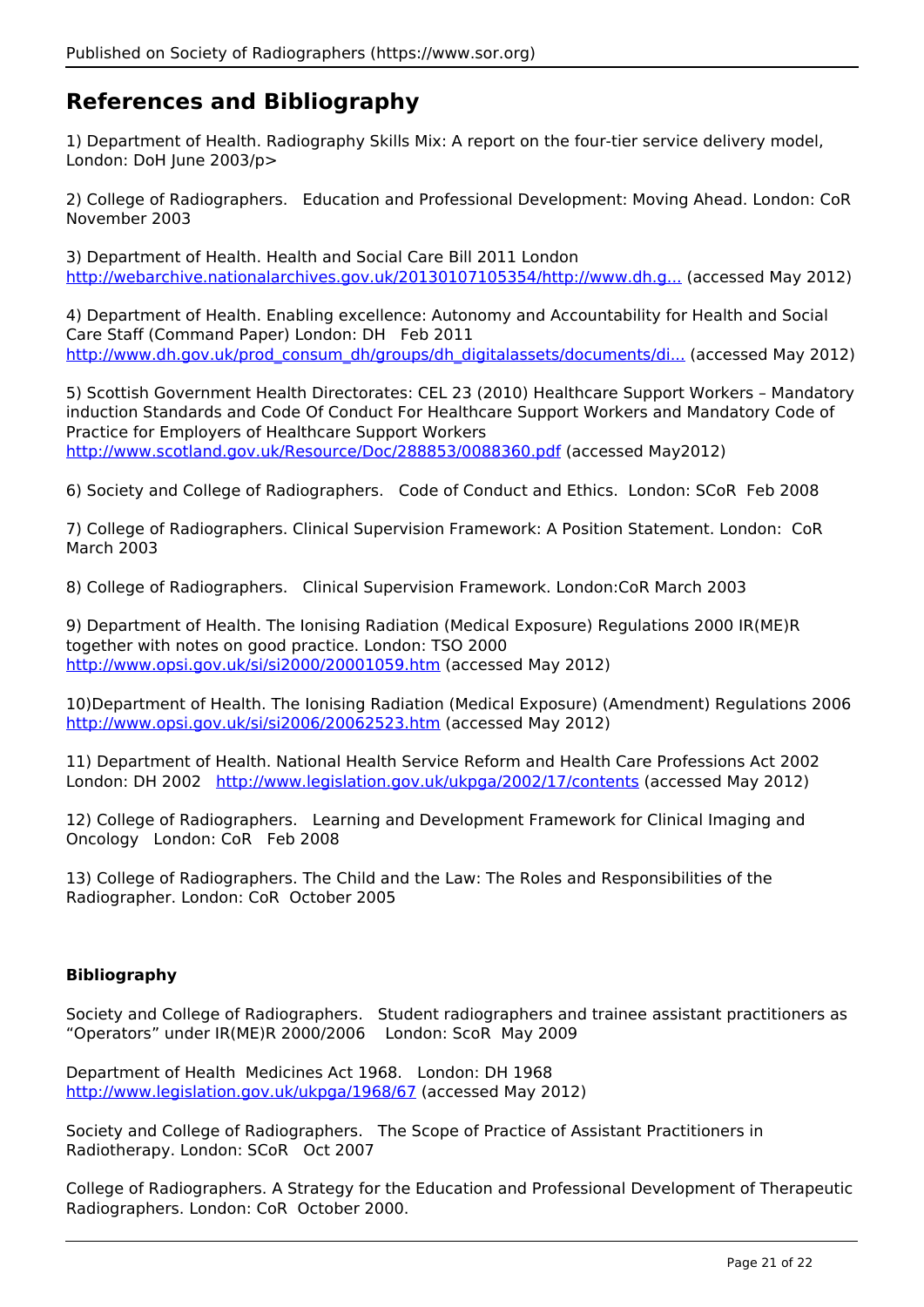# References and Bibliography

1) Department of Health. Radiography Skills Mix: A report on the four-tier service delivery model, London: DoH June 2003/p>

2) College of Radiographers. Education and Professional Development: Moving Ahead. London: CoR November 2003

3) Department of Health. Health and Social Care Bill 2011 London http://webarchive.nationalarchives.gov.uk/20130107105354/http://www.dh.g... (accessed May 2012)

4) Department of Health. Enabling excellence: Autonomy and Accountability for Health and Social Care Staff (Command Paper) London: DH Feb 2011 http://www.dh.gov.uk/prod_consum_dh/groups/dh_digitalassets/documents/di... (accessed May 2012)

5) Scottish Government Health Directorates: CEL 23 (2010) Healthcare Support Workers – Mandatory induction Standards and Code Of Conduct For Healthcare Support Workers and Mandatory Code of Practice for Employers of Healthcare Support Workers http://www.scotland.gov.uk/Resource/Doc/288853/0088360.pdf (accessed May2012)

6) Society and College of Radiographers. Code of Conduct and Ethics. London: SCoR Feb 2008

7) College of Radiographers. Clinical Supervision Framework: A Position Statement. London: CoR March 2003

8) College of Radiographers. Clinical Supervision Framework. London:CoR March 2003

9) Department of Health. The Ionising Radiation (Medical Exposure) Regulations 2000 IR(ME)R together with notes on good practice. London: TSO 2000 http://www.opsi.gov.uk/si/si2000/20001059.htm (accessed May 2012)

10)Department of Health. The Ionising Radiation (Medical Exposure) (Amendment) Regulations 2006 http://www.opsi.gov.uk/si/si2006/20062523.htm (accessed May 2012)

11) Department of Health. National Health Service Reform and Health Care Professions Act 2002 London: DH 2002 http://www.legislation.gov.uk/ukpga/2002/17/contents (accessed May 2012)

12) College of Radiographers. Learning and Development Framework for Clinical Imaging and Oncology London: CoR Feb 2008

13) College of Radiographers. The Child and the Law: The Roles and Responsibilities of the Radiographer. London: CoR October 2005

**Bibliography**

Society and College of Radiographers. Student radiographers and trainee assistant practitioners as "Operators" under IR(ME)R 2000/2006 London: ScoR May 2009

Department of Health Medicines Act 1968. London: DH 1968 http://www.legislation.gov.uk/ukpga/1968/67 (accessed May 2012)

Society and College of Radiographers. The Scope of Practice of Assistant Practitioners in Radiotherapy. London: SCoR Oct 2007

College of Radiographers. A Strategy for the Education and Professional Development of Therapeutic Radiographers. London: CoR October 2000.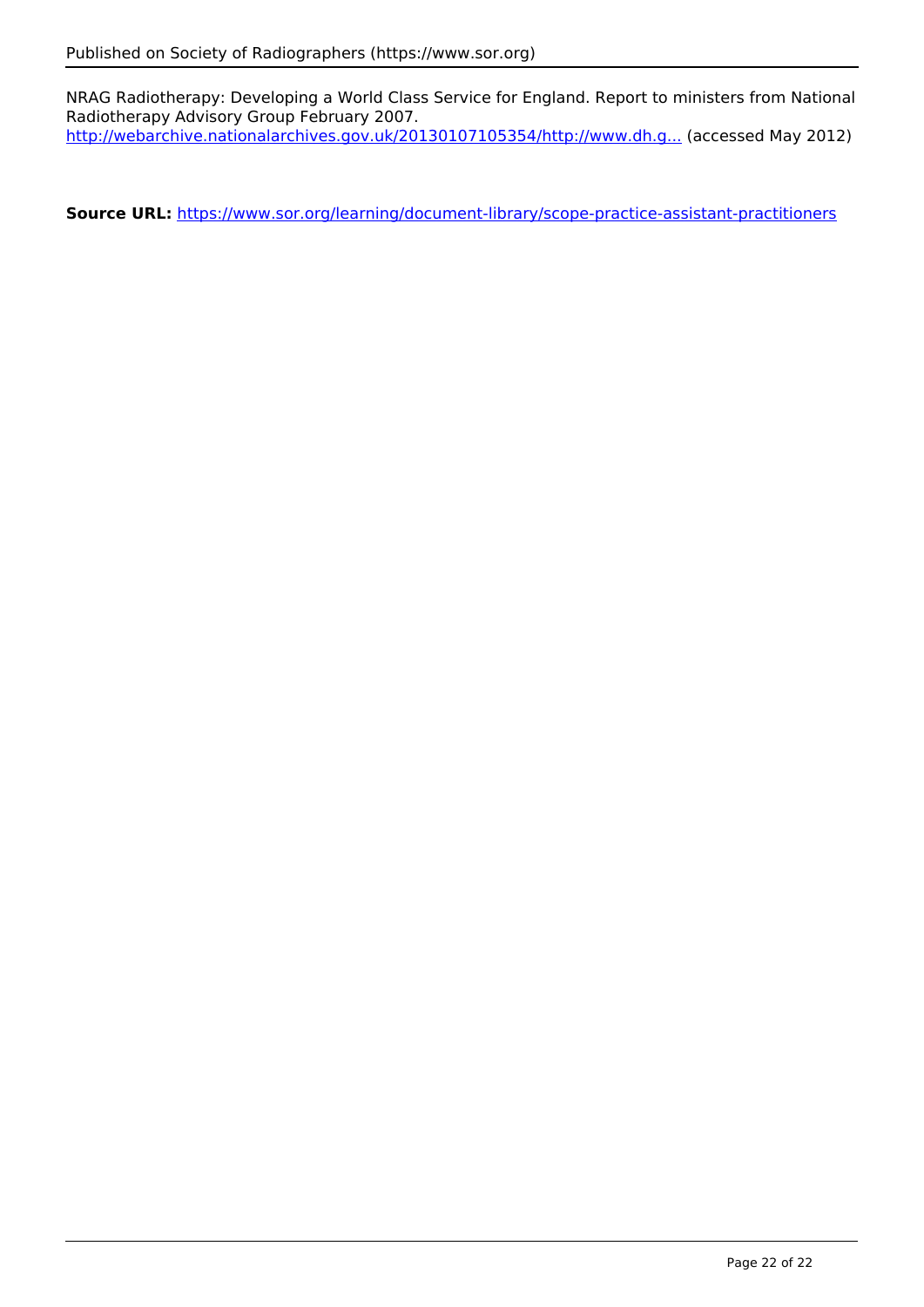NRAG Radiotherapy: Developing a World Class Service for England. Report to ministers from National Radiotherapy Advisory Group February 2007. http://webarchive.nationalarchives.gov.uk/20130107105354/http://www.dh.g... (accessed May 2012)

**Source URL:** https://www.sor.org/learning/document-library/scope-practice-assistant-practitioners